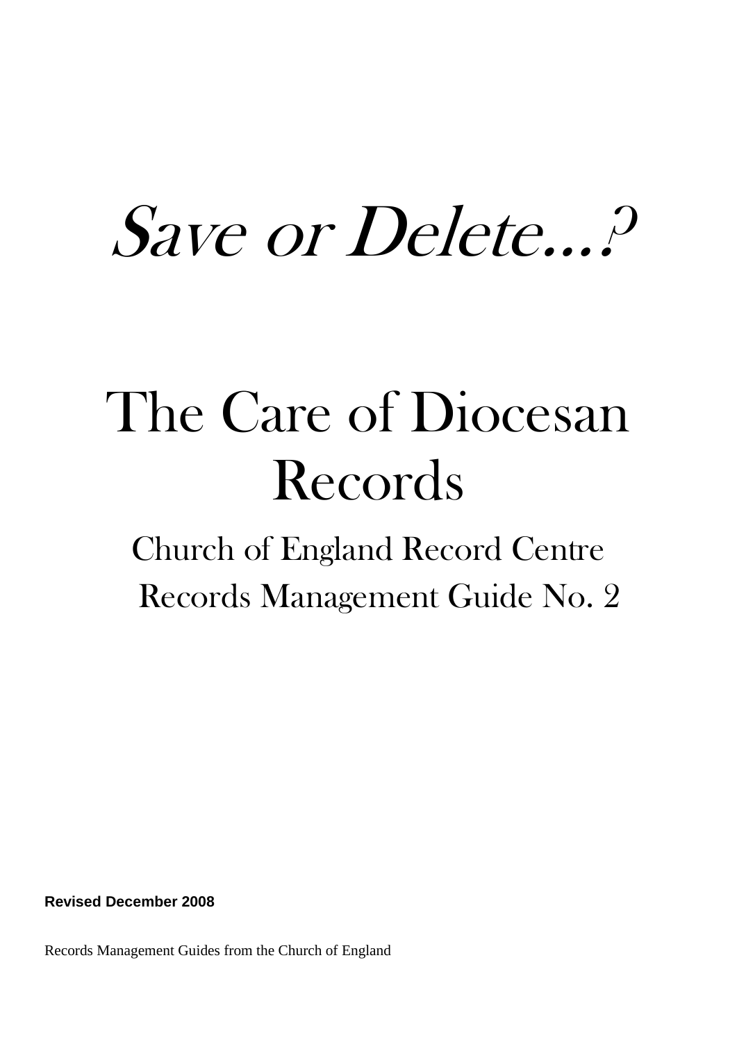# *Save or Delete…?*

# The Care of Diocesan Records

## Church of England Record Centre Records Management Guide No. 2

**Revised December 2008**

Records Management Guides from the Church of England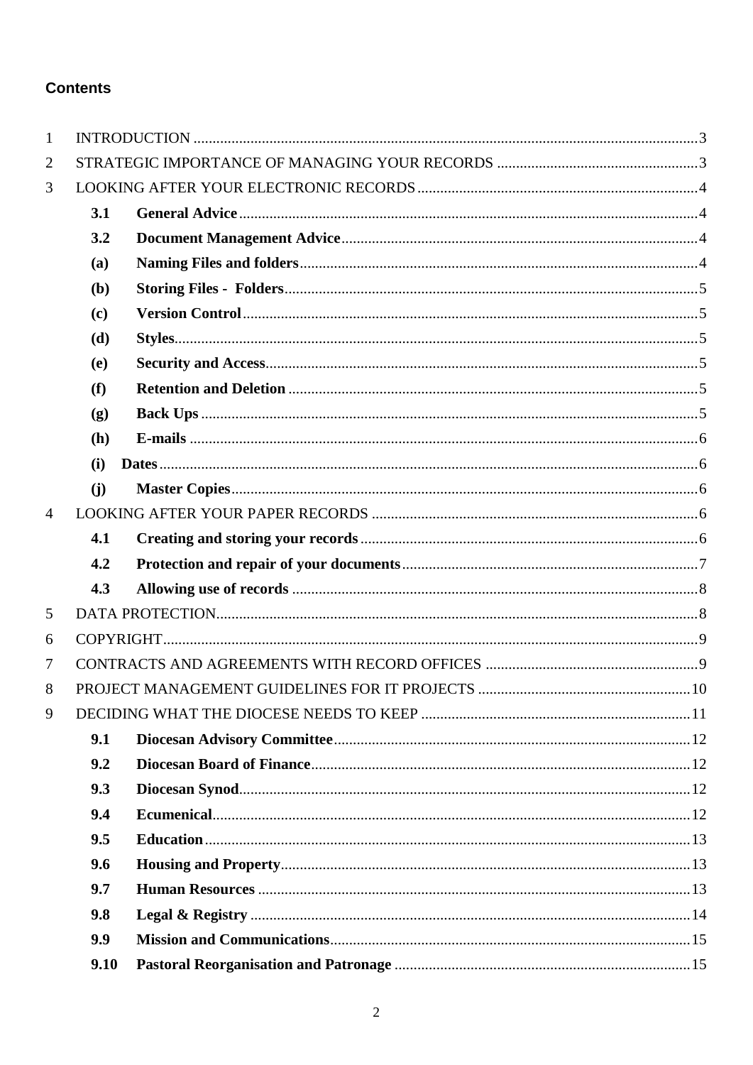## Contents

| | | |
|---|---|---|
| 1 | INTRODUCTION | 3 |
| 2 | STRATEGIC IMPORTANCE OF MANAGING YOUR RECORDS | 3 |
| 3 | LOOKING AFTER YOUR ELECTRONIC RECORDS | 4 |
| **3.1** | **General Advice** | 4 |
| **3.2** | **Document Management Advice** | 4 |
| **(a)** | **Naming Files and folders** | 4 |
| **(b)** | **Storing Files - Folders** | 5 |
| **(c)** | **Version Control** | 5 |
| **(d)** | **Styles** | 5 |
| **(e)** | **Security and Access** | 5 |
| **(f)** | **Retention and Deletion** | 5 |
| **(g)** | **Back Ups** | 5 |
| **(h)** | **E-mails** | 6 |
| **(i)** | **Dates** | 6 |
| **(j)** | **Master Copies** | 6 |
| 4 | LOOKING AFTER YOUR PAPER RECORDS | 6 |
| **4.1** | **Creating and storing your records** | 6 |
| **4.2** | **Protection and repair of your documents** | 7 |
| **4.3** | **Allowing use of records** | 8 |
| 5 | DATA PROTECTION | 8 |
| 6 | COPYRIGHT | 9 |
| 7 | CONTRACTS AND AGREEMENTS WITH RECORD OFFICES | 9 |
| 8 | PROJECT MANAGEMENT GUIDELINES FOR IT PROJECTS | 10 |
| 9 | DECIDING WHAT THE DIOCESE NEEDS TO KEEP | 11 |
| **9.1** | **Diocesan Advisory Committee** | 12 |
| **9.2** | **Diocesan Board of Finance** | 12 |
| **9.3** | **Diocesan Synod** | 12 |
| **9.4** | **Ecumenical** | 12 |
| **9.5** | **Education** | 13 |
| **9.6** | **Housing and Property** | 13 |
| **9.7** | **Human Resources** | 13 |
| **9.8** | **Legal & Registry** | 14 |
| **9.9** | **Mission and Communications** | 15 |
| **9.10** | **Pastoral Reorganisation and Patronage** | 15 |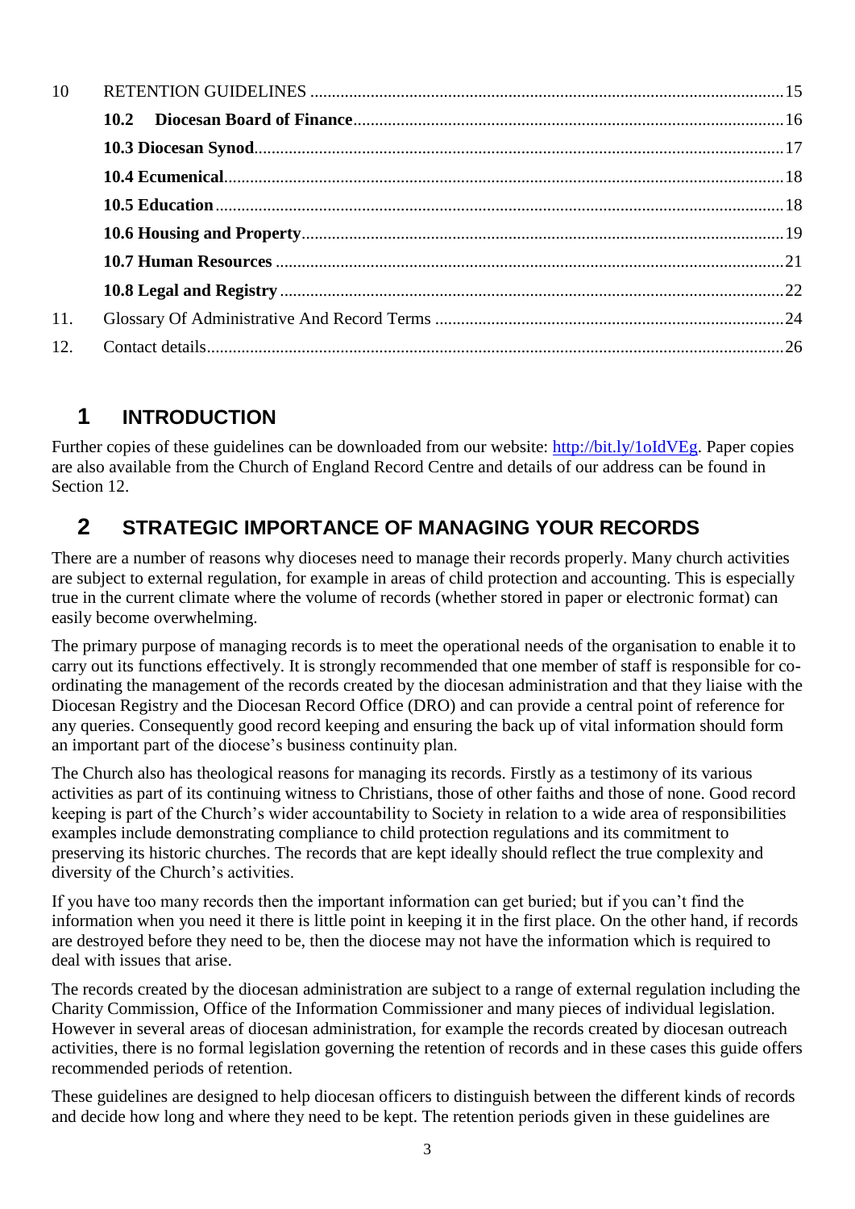| | | |
|---|---|---|
| 10 | RETENTION GUIDELINES | 15 |
| | **10.2 Diocesan Board of Finance** | 16 |
| | **10.3 Diocesan Synod** | 17 |
| | **10.4 Ecumenical** | 18 |
| | **10.5 Education** | 18 |
| | **10.6 Housing and Property** | 19 |
| | **10.7 Human Resources** | 21 |
| | **10.8 Legal and Registry** | 22 |
| 11. | Glossary Of Administrative And Record Terms | 24 |
| 12. | Contact details | 26 |

## 1 INTRODUCTION

Further copies of these guidelines can be downloaded from our website: [http://bit.ly/1oIdVEg](http://bit.ly/1oIdVEg). Paper copies are also available from the Church of England Record Centre and details of our address can be found in Section 12.

## 2 STRATEGIC IMPORTANCE OF MANAGING YOUR RECORDS

There are a number of reasons why dioceses need to manage their records properly. Many church activities are subject to external regulation, for example in areas of child protection and accounting. This is especially true in the current climate where the volume of records (whether stored in paper or electronic format) can easily become overwhelming.

The primary purpose of managing records is to meet the operational needs of the organisation to enable it to carry out its functions effectively. It is strongly recommended that one member of staff is responsible for co-ordinating the management of the records created by the diocesan administration and that they liaise with the Diocesan Registry and the Diocesan Record Office (DRO) and can provide a central point of reference for any queries. Consequently good record keeping and ensuring the back up of vital information should form an important part of the diocese's business continuity plan.

The Church also has theological reasons for managing its records. Firstly as a testimony of its various activities as part of its continuing witness to Christians, those of other faiths and those of none. Good record keeping is part of the Church's wider accountability to Society in relation to a wide area of responsibilities examples include demonstrating compliance to child protection regulations and its commitment to preserving its historic churches. The records that are kept ideally should reflect the true complexity and diversity of the Church's activities.

If you have too many records then the important information can get buried; but if you can't find the information when you need it there is little point in keeping it in the first place. On the other hand, if records are destroyed before they need to be, then the diocese may not have the information which is required to deal with issues that arise.

The records created by the diocesan administration are subject to a range of external regulation including the Charity Commission, Office of the Information Commissioner and many pieces of individual legislation. However in several areas of diocesan administration, for example the records created by diocesan outreach activities, there is no formal legislation governing the retention of records and in these cases this guide offers recommended periods of retention.

These guidelines are designed to help diocesan officers to distinguish between the different kinds of records and decide how long and where they need to be kept. The retention periods given in these guidelines are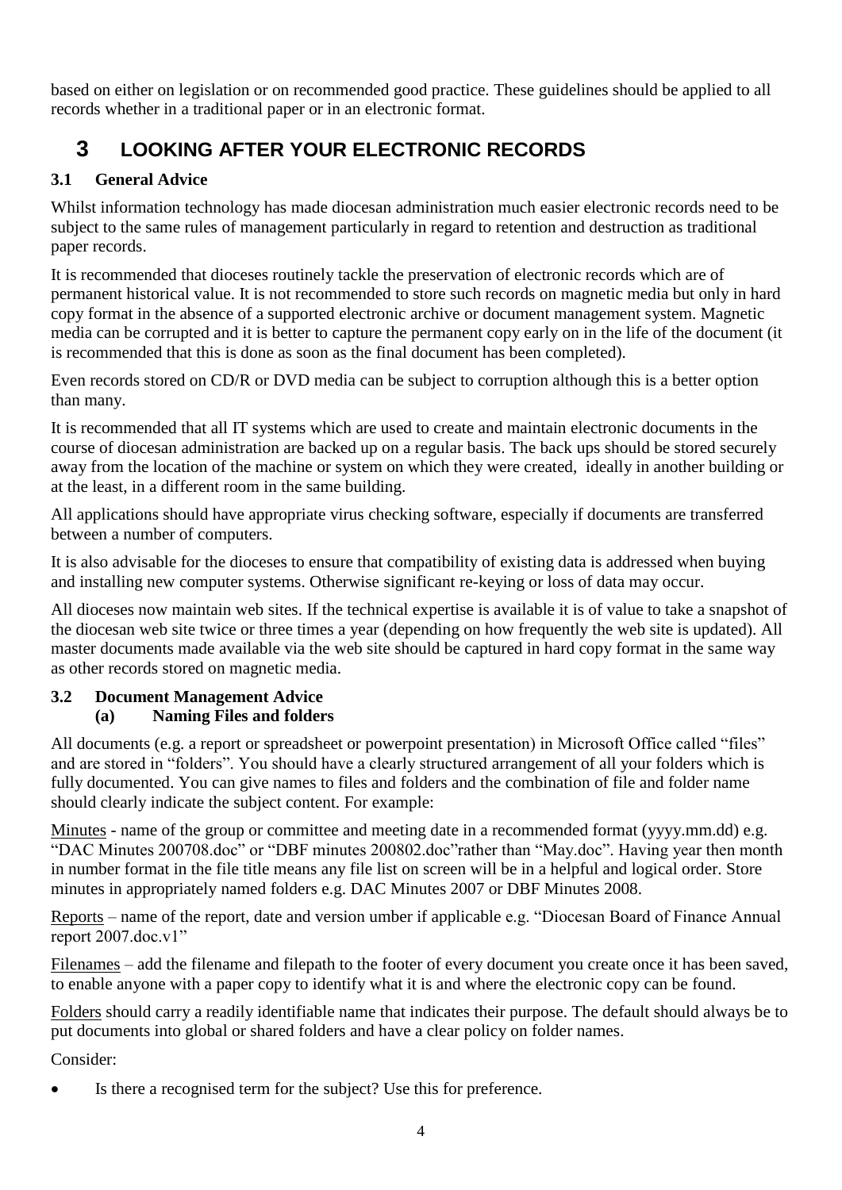based on either on legislation or on recommended good practice. These guidelines should be applied to all records whether in a traditional paper or in an electronic format.

# 3 LOOKING AFTER YOUR ELECTRONIC RECORDS

## 3.1 General Advice

Whilst information technology has made diocesan administration much easier electronic records need to be subject to the same rules of management particularly in regard to retention and destruction as traditional paper records.

It is recommended that dioceses routinely tackle the preservation of electronic records which are of permanent historical value. It is not recommended to store such records on magnetic media but only in hard copy format in the absence of a supported electronic archive or document management system. Magnetic media can be corrupted and it is better to capture the permanent copy early on in the life of the document (it is recommended that this is done as soon as the final document has been completed).

Even records stored on CD/R or DVD media can be subject to corruption although this is a better option than many.

It is recommended that all IT systems which are used to create and maintain electronic documents in the course of diocesan administration are backed up on a regular basis. The back ups should be stored securely away from the location of the machine or system on which they were created, ideally in another building or at the least, in a different room in the same building.

All applications should have appropriate virus checking software, especially if documents are transferred between a number of computers.

It is also advisable for the dioceses to ensure that compatibility of existing data is addressed when buying and installing new computer systems. Otherwise significant re-keying or loss of data may occur.

All dioceses now maintain web sites. If the technical expertise is available it is of value to take a snapshot of the diocesan web site twice or three times a year (depending on how frequently the web site is updated). All master documents made available via the web site should be captured in hard copy format in the same way as other records stored on magnetic media.

## 3.2 Document Management Advice

### (a) Naming Files and folders

All documents (e.g. a report or spreadsheet or powerpoint presentation) in Microsoft Office called "files" and are stored in "folders". You should have a clearly structured arrangement of all your folders which is fully documented. You can give names to files and folders and the combination of file and folder name should clearly indicate the subject content. For example:

Minutes - name of the group or committee and meeting date in a recommended format (yyyy.mm.dd) e.g. "DAC Minutes 200708.doc" or "DBF minutes 200802.doc"rather than "May.doc". Having year then month in number format in the file title means any file list on screen will be in a helpful and logical order. Store minutes in appropriately named folders e.g. DAC Minutes 2007 or DBF Minutes 2008.

Reports – name of the report, date and version umber if applicable e.g. "Diocesan Board of Finance Annual report 2007.doc.v1"

Filenames – add the filename and filepath to the footer of every document you create once it has been saved, to enable anyone with a paper copy to identify what it is and where the electronic copy can be found.

Folders should carry a readily identifiable name that indicates their purpose. The default should always be to put documents into global or shared folders and have a clear policy on folder names.

Consider:

- Is there a recognised term for the subject? Use this for preference.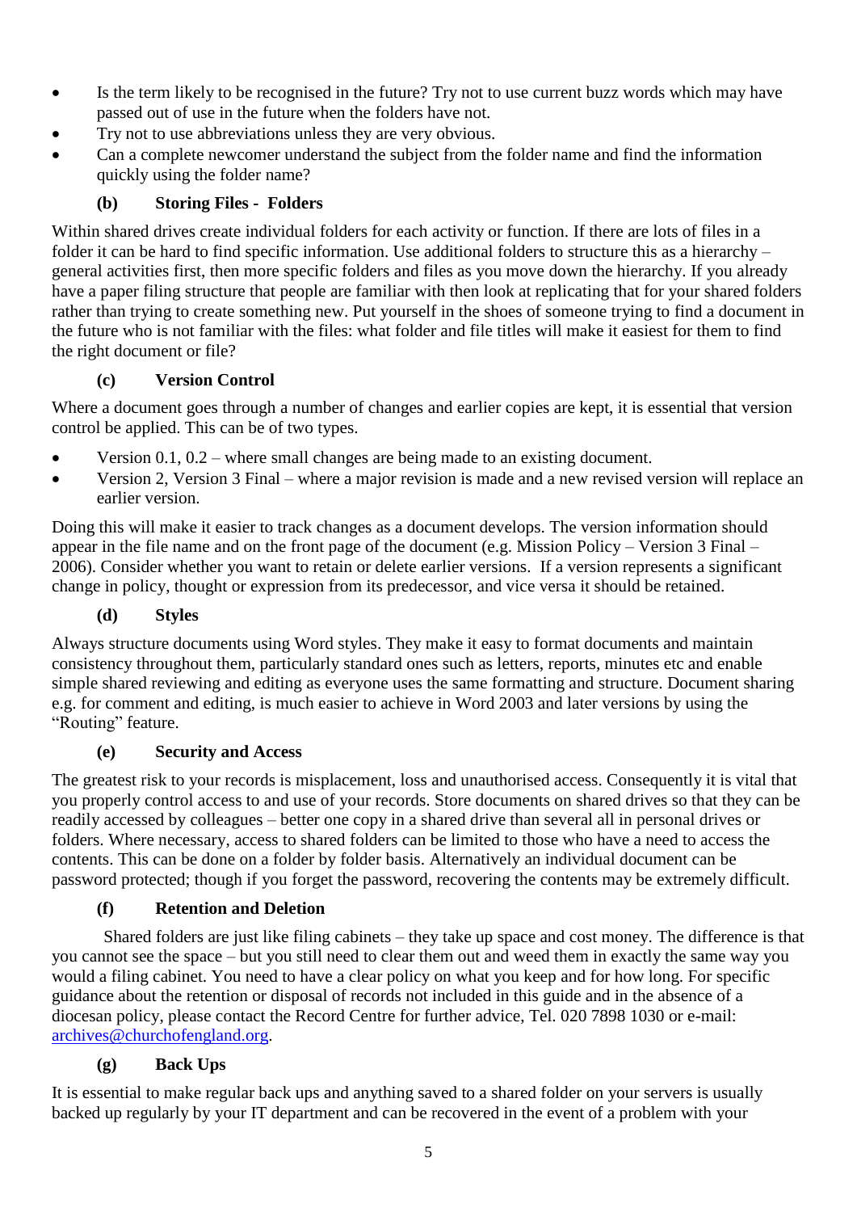- Is the term likely to be recognised in the future? Try not to use current buzz words which may have passed out of use in the future when the folders have not.
- Try not to use abbreviations unless they are very obvious.
- Can a complete newcomer understand the subject from the folder name and find the information quickly using the folder name?

### (b) Storing Files - Folders

Within shared drives create individual folders for each activity or function. If there are lots of files in a folder it can be hard to find specific information. Use additional folders to structure this as a hierarchy – general activities first, then more specific folders and files as you move down the hierarchy. If you already have a paper filing structure that people are familiar with then look at replicating that for your shared folders rather than trying to create something new. Put yourself in the shoes of someone trying to find a document in the future who is not familiar with the files: what folder and file titles will make it easiest for them to find the right document or file?

### (c) Version Control

Where a document goes through a number of changes and earlier copies are kept, it is essential that version control be applied. This can be of two types.

- Version 0.1, 0.2 – where small changes are being made to an existing document.
- Version 2, Version 3 Final – where a major revision is made and a new revised version will replace an earlier version.

Doing this will make it easier to track changes as a document develops. The version information should appear in the file name and on the front page of the document (e.g. Mission Policy – Version 3 Final – 2006). Consider whether you want to retain or delete earlier versions. If a version represents a significant change in policy, thought or expression from its predecessor, and vice versa it should be retained.

### (d) Styles

Always structure documents using Word styles. They make it easy to format documents and maintain consistency throughout them, particularly standard ones such as letters, reports, minutes etc and enable simple shared reviewing and editing as everyone uses the same formatting and structure. Document sharing e.g. for comment and editing, is much easier to achieve in Word 2003 and later versions by using the "Routing" feature.

### (e) Security and Access

The greatest risk to your records is misplacement, loss and unauthorised access. Consequently it is vital that you properly control access to and use of your records. Store documents on shared drives so that they can be readily accessed by colleagues – better one copy in a shared drive than several all in personal drives or folders. Where necessary, access to shared folders can be limited to those who have a need to access the contents. This can be done on a folder by folder basis. Alternatively an individual document can be password protected; though if you forget the password, recovering the contents may be extremely difficult.

### (f) Retention and Deletion

Shared folders are just like filing cabinets – they take up space and cost money. The difference is that you cannot see the space – but you still need to clear them out and weed them in exactly the same way you would a filing cabinet. You need to have a clear policy on what you keep and for how long. For specific guidance about the retention or disposal of records not included in this guide and in the absence of a diocesan policy, please contact the Record Centre for further advice, Tel. 020 7898 1030 or e-mail: archives@churchofengland.org.

### (g) Back Ups

It is essential to make regular back ups and anything saved to a shared folder on your servers is usually backed up regularly by your IT department and can be recovered in the event of a problem with your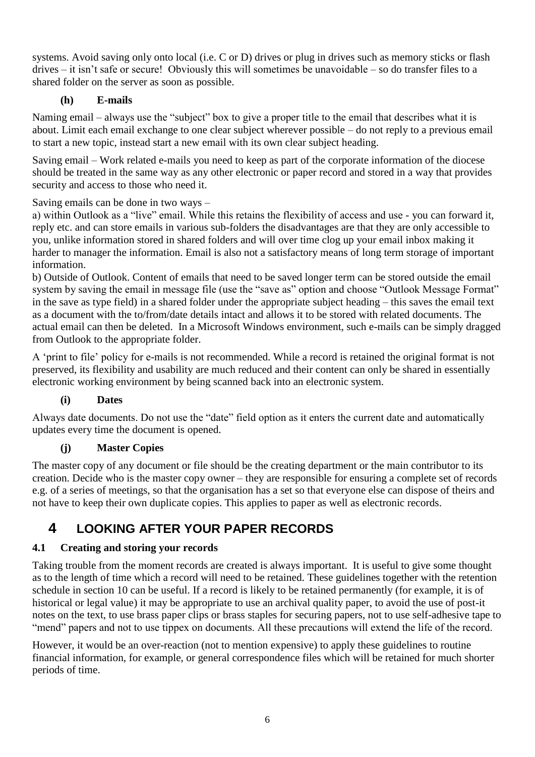systems. Avoid saving only onto local (i.e. C or D) drives or plug in drives such as memory sticks or flash drives – it isn't safe or secure! Obviously this will sometimes be unavoidable – so do transfer files to a shared folder on the server as soon as possible.

#### (h) E-mails

Naming email – always use the "subject" box to give a proper title to the email that describes what it is about. Limit each email exchange to one clear subject wherever possible – do not reply to a previous email to start a new topic, instead start a new email with its own clear subject heading.

Saving email – Work related e-mails you need to keep as part of the corporate information of the diocese should be treated in the same way as any other electronic or paper record and stored in a way that provides security and access to those who need it.

Saving emails can be done in two ways –

a) within Outlook as a "live" email. While this retains the flexibility of access and use - you can forward it, reply etc. and can store emails in various sub-folders the disadvantages are that they are only accessible to you, unlike information stored in shared folders and will over time clog up your email inbox making it harder to manager the information. Email is also not a satisfactory means of long term storage of important information.

b) Outside of Outlook. Content of emails that need to be saved longer term can be stored outside the email system by saving the email in message file (use the "save as" option and choose "Outlook Message Format" in the save as type field) in a shared folder under the appropriate subject heading – this saves the email text as a document with the to/from/date details intact and allows it to be stored with related documents. The actual email can then be deleted. In a Microsoft Windows environment, such e-mails can be simply dragged from Outlook to the appropriate folder.

A 'print to file' policy for e-mails is not recommended. While a record is retained the original format is not preserved, its flexibility and usability are much reduced and their content can only be shared in essentially electronic working environment by being scanned back into an electronic system.

#### (i) Dates

Always date documents. Do not use the "date" field option as it enters the current date and automatically updates every time the document is opened.

#### (j) Master Copies

The master copy of any document or file should be the creating department or the main contributor to its creation. Decide who is the master copy owner – they are responsible for ensuring a complete set of records e.g. of a series of meetings, so that the organisation has a set so that everyone else can dispose of theirs and not have to keep their own duplicate copies. This applies to paper as well as electronic records.

## 4 LOOKING AFTER YOUR PAPER RECORDS

### 4.1 Creating and storing your records

Taking trouble from the moment records are created is always important. It is useful to give some thought as to the length of time which a record will need to be retained. These guidelines together with the retention schedule in section 10 can be useful. If a record is likely to be retained permanently (for example, it is of historical or legal value) it may be appropriate to use an archival quality paper, to avoid the use of post-it notes on the text, to use brass paper clips or brass staples for securing papers, not to use self-adhesive tape to "mend" papers and not to use tippex on documents. All these precautions will extend the life of the record.

However, it would be an over-reaction (not to mention expensive) to apply these guidelines to routine financial information, for example, or general correspondence files which will be retained for much shorter periods of time.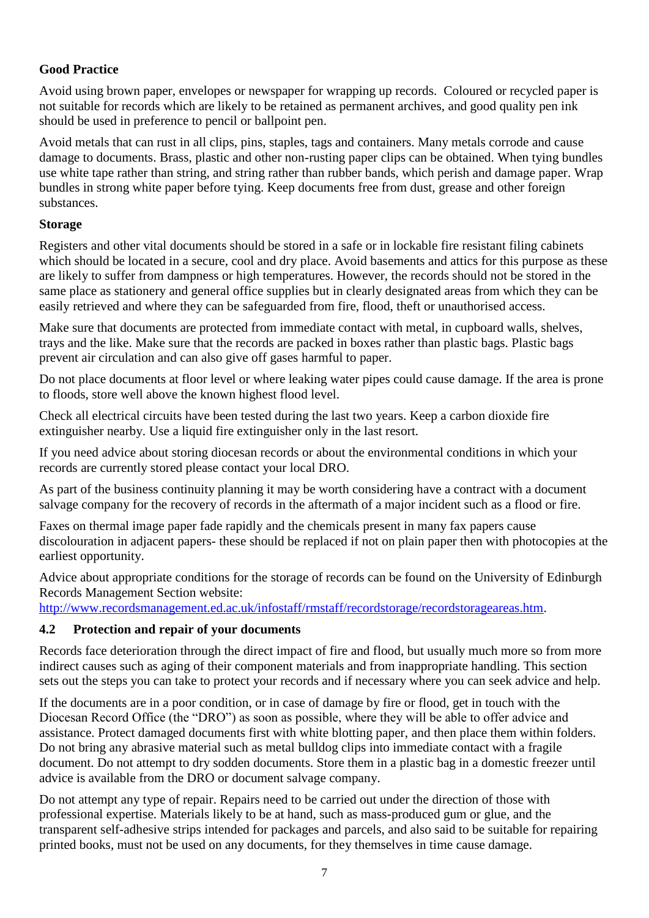**Good Practice**

Avoid using brown paper, envelopes or newspaper for wrapping up records. Coloured or recycled paper is not suitable for records which are likely to be retained as permanent archives, and good quality pen ink should be used in preference to pencil or ballpoint pen.

Avoid metals that can rust in all clips, pins, staples, tags and containers. Many metals corrode and cause damage to documents. Brass, plastic and other non-rusting paper clips can be obtained. When tying bundles use white tape rather than string, and string rather than rubber bands, which perish and damage paper. Wrap bundles in strong white paper before tying. Keep documents free from dust, grease and other foreign substances.

**Storage**

Registers and other vital documents should be stored in a safe or in lockable fire resistant filing cabinets which should be located in a secure, cool and dry place. Avoid basements and attics for this purpose as these are likely to suffer from dampness or high temperatures. However, the records should not be stored in the same place as stationery and general office supplies but in clearly designated areas from which they can be easily retrieved and where they can be safeguarded from fire, flood, theft or unauthorised access.

Make sure that documents are protected from immediate contact with metal, in cupboard walls, shelves, trays and the like. Make sure that the records are packed in boxes rather than plastic bags. Plastic bags prevent air circulation and can also give off gases harmful to paper.

Do not place documents at floor level or where leaking water pipes could cause damage. If the area is prone to floods, store well above the known highest flood level.

Check all electrical circuits have been tested during the last two years. Keep a carbon dioxide fire extinguisher nearby. Use a liquid fire extinguisher only in the last resort.

If you need advice about storing diocesan records or about the environmental conditions in which your records are currently stored please contact your local DRO.

As part of the business continuity planning it may be worth considering have a contract with a document salvage company for the recovery of records in the aftermath of a major incident such as a flood or fire.

Faxes on thermal image paper fade rapidly and the chemicals present in many fax papers cause discolouration in adjacent papers- these should be replaced if not on plain paper then with photocopies at the earliest opportunity.

Advice about appropriate conditions for the storage of records can be found on the University of Edinburgh Records Management Section website: [http://www.recordsmanagement.ed.ac.uk/infostaff/rmstaff/recordstorage/recordstorageareas.htm](http://www.recordsmanagement.ed.ac.uk/infostaff/rmstaff/recordstorage/recordstorageareas.htm).

### 4.2 Protection and repair of your documents

Records face deterioration through the direct impact of fire and flood, but usually much more so from more indirect causes such as aging of their component materials and from inappropriate handling. This section sets out the steps you can take to protect your records and if necessary where you can seek advice and help.

If the documents are in a poor condition, or in case of damage by fire or flood, get in touch with the Diocesan Record Office (the "DRO") as soon as possible, where they will be able to offer advice and assistance. Protect damaged documents first with white blotting paper, and then place them within folders. Do not bring any abrasive material such as metal bulldog clips into immediate contact with a fragile document. Do not attempt to dry sodden documents. Store them in a plastic bag in a domestic freezer until advice is available from the DRO or document salvage company.

Do not attempt any type of repair. Repairs need to be carried out under the direction of those with professional expertise. Materials likely to be at hand, such as mass-produced gum or glue, and the transparent self-adhesive strips intended for packages and parcels, and also said to be suitable for repairing printed books, must not be used on any documents, for they themselves in time cause damage.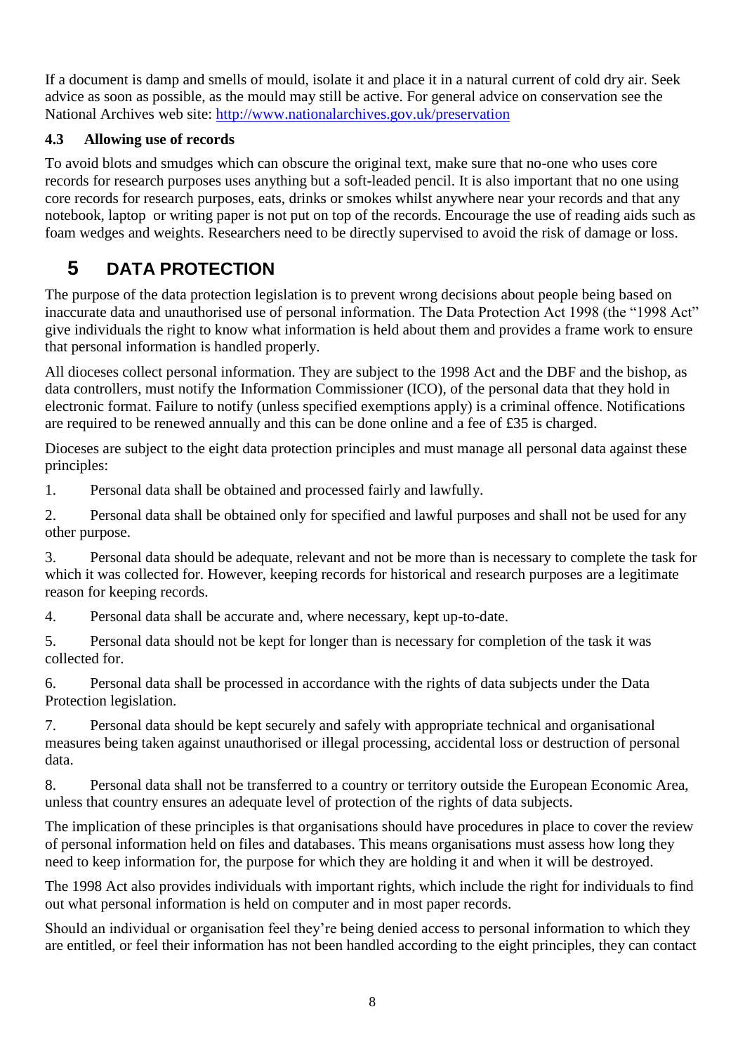If a document is damp and smells of mould, isolate it and place it in a natural current of cold dry air. Seek advice as soon as possible, as the mould may still be active. For general advice on conservation see the National Archives web site: http://www.nationalarchives.gov.uk/preservation

### 4.3 Allowing use of records

To avoid blots and smudges which can obscure the original text, make sure that no-one who uses core records for research purposes uses anything but a soft-leaded pencil. It is also important that no one using core records for research purposes, eats, drinks or smokes whilst anywhere near your records and that any notebook, laptop or writing paper is not put on top of the records. Encourage the use of reading aids such as foam wedges and weights. Researchers need to be directly supervised to avoid the risk of damage or loss.

## 5 DATA PROTECTION

The purpose of the data protection legislation is to prevent wrong decisions about people being based on inaccurate data and unauthorised use of personal information. The Data Protection Act 1998 (the "1998 Act" give individuals the right to know what information is held about them and provides a frame work to ensure that personal information is handled properly.

All dioceses collect personal information. They are subject to the 1998 Act and the DBF and the bishop, as data controllers, must notify the Information Commissioner (ICO), of the personal data that they hold in electronic format. Failure to notify (unless specified exemptions apply) is a criminal offence. Notifications are required to be renewed annually and this can be done online and a fee of £35 is charged.

Dioceses are subject to the eight data protection principles and must manage all personal data against these principles:

1. Personal data shall be obtained and processed fairly and lawfully.

2. Personal data shall be obtained only for specified and lawful purposes and shall not be used for any other purpose.

3. Personal data should be adequate, relevant and not be more than is necessary to complete the task for which it was collected for. However, keeping records for historical and research purposes are a legitimate reason for keeping records.

4. Personal data shall be accurate and, where necessary, kept up-to-date.

5. Personal data should not be kept for longer than is necessary for completion of the task it was collected for.

6. Personal data shall be processed in accordance with the rights of data subjects under the Data Protection legislation.

7. Personal data should be kept securely and safely with appropriate technical and organisational measures being taken against unauthorised or illegal processing, accidental loss or destruction of personal data.

8. Personal data shall not be transferred to a country or territory outside the European Economic Area, unless that country ensures an adequate level of protection of the rights of data subjects.

The implication of these principles is that organisations should have procedures in place to cover the review of personal information held on files and databases. This means organisations must assess how long they need to keep information for, the purpose for which they are holding it and when it will be destroyed.

The 1998 Act also provides individuals with important rights, which include the right for individuals to find out what personal information is held on computer and in most paper records.

Should an individual or organisation feel they're being denied access to personal information to which they are entitled, or feel their information has not been handled according to the eight principles, they can contact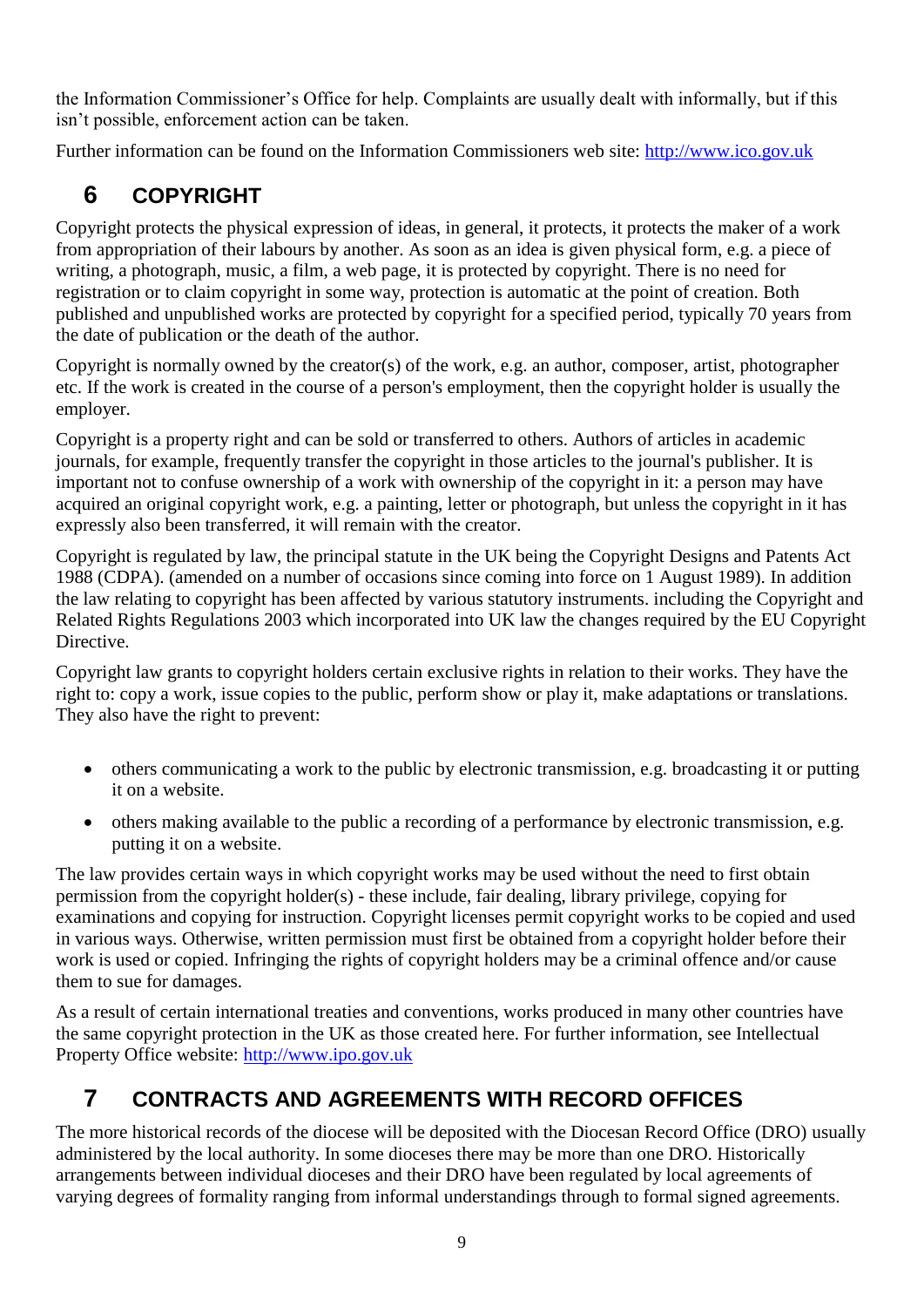the Information Commissioner's Office for help. Complaints are usually dealt with informally, but if this isn't possible, enforcement action can be taken.

Further information can be found on the Information Commissioners web site: http://www.ico.gov.uk

## 6 COPYRIGHT

Copyright protects the physical expression of ideas, in general, it protects, it protects the maker of a work from appropriation of their labours by another. As soon as an idea is given physical form, e.g. a piece of writing, a photograph, music, a film, a web page, it is protected by copyright. There is no need for registration or to claim copyright in some way, protection is automatic at the point of creation. Both published and unpublished works are protected by copyright for a specified period, typically 70 years from the date of publication or the death of the author.

Copyright is normally owned by the creator(s) of the work, e.g. an author, composer, artist, photographer etc. If the work is created in the course of a person's employment, then the copyright holder is usually the employer.

Copyright is a property right and can be sold or transferred to others. Authors of articles in academic journals, for example, frequently transfer the copyright in those articles to the journal's publisher. It is important not to confuse ownership of a work with ownership of the copyright in it: a person may have acquired an original copyright work, e.g. a painting, letter or photograph, but unless the copyright in it has expressly also been transferred, it will remain with the creator.

Copyright is regulated by law, the principal statute in the UK being the Copyright Designs and Patents Act 1988 (CDPA). (amended on a number of occasions since coming into force on 1 August 1989). In addition the law relating to copyright has been affected by various statutory instruments. including the Copyright and Related Rights Regulations 2003 which incorporated into UK law the changes required by the EU Copyright Directive.

Copyright law grants to copyright holders certain exclusive rights in relation to their works. They have the right to: copy a work, issue copies to the public, perform show or play it, make adaptations or translations. They also have the right to prevent:

- others communicating a work to the public by electronic transmission, e.g. broadcasting it or putting it on a website.
- others making available to the public a recording of a performance by electronic transmission, e.g. putting it on a website.

The law provides certain ways in which copyright works may be used without the need to first obtain permission from the copyright holder(s) - these include, fair dealing, library privilege, copying for examinations and copying for instruction. Copyright licenses permit copyright works to be copied and used in various ways. Otherwise, written permission must first be obtained from a copyright holder before their work is used or copied. Infringing the rights of copyright holders may be a criminal offence and/or cause them to sue for damages.

As a result of certain international treaties and conventions, works produced in many other countries have the same copyright protection in the UK as those created here. For further information, see Intellectual Property Office website: http://www.ipo.gov.uk

## 7 CONTRACTS AND AGREEMENTS WITH RECORD OFFICES

The more historical records of the diocese will be deposited with the Diocesan Record Office (DRO) usually administered by the local authority. In some dioceses there may be more than one DRO. Historically arrangements between individual dioceses and their DRO have been regulated by local agreements of varying degrees of formality ranging from informal understandings through to formal signed agreements.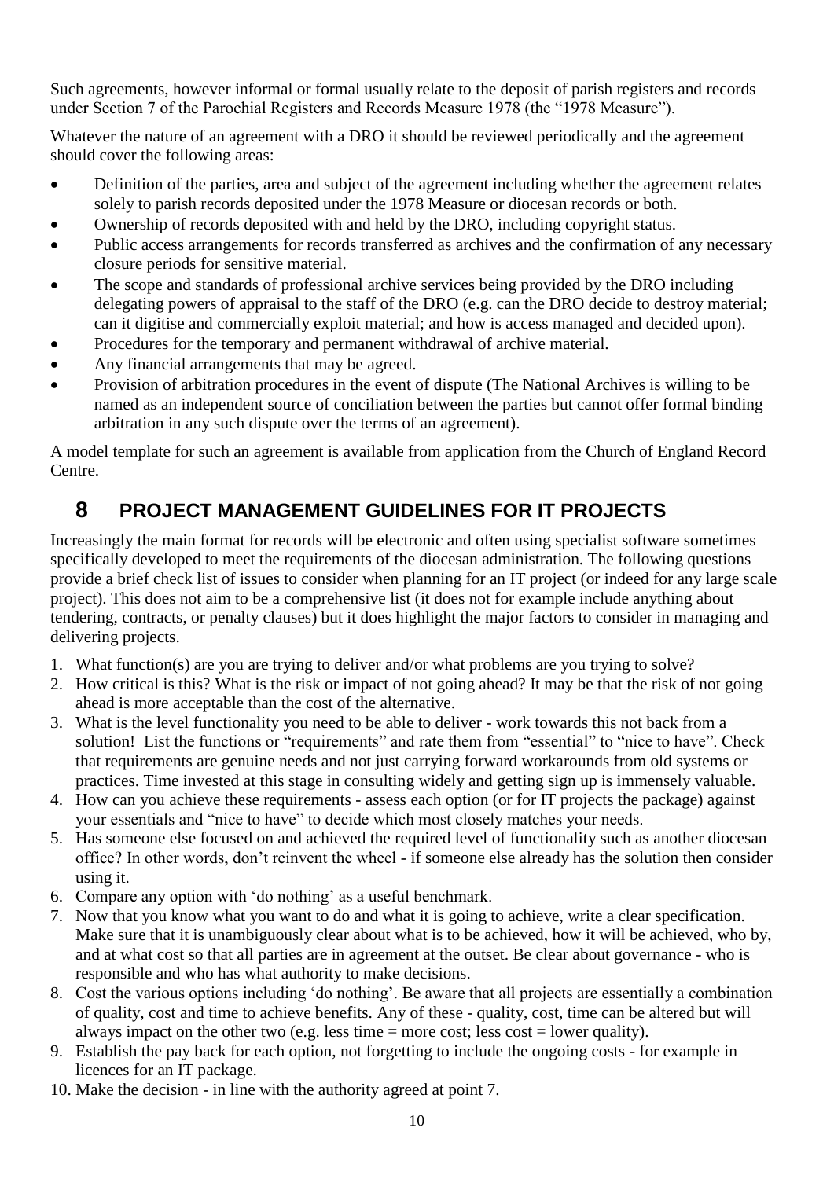Such agreements, however informal or formal usually relate to the deposit of parish registers and records under Section 7 of the Parochial Registers and Records Measure 1978 (the "1978 Measure").

Whatever the nature of an agreement with a DRO it should be reviewed periodically and the agreement should cover the following areas:

- Definition of the parties, area and subject of the agreement including whether the agreement relates solely to parish records deposited under the 1978 Measure or diocesan records or both.
- Ownership of records deposited with and held by the DRO, including copyright status.
- Public access arrangements for records transferred as archives and the confirmation of any necessary closure periods for sensitive material.
- The scope and standards of professional archive services being provided by the DRO including delegating powers of appraisal to the staff of the DRO (e.g. can the DRO decide to destroy material; can it digitise and commercially exploit material; and how is access managed and decided upon).
- Procedures for the temporary and permanent withdrawal of archive material.
- Any financial arrangements that may be agreed.
- Provision of arbitration procedures in the event of dispute (The National Archives is willing to be named as an independent source of conciliation between the parties but cannot offer formal binding arbitration in any such dispute over the terms of an agreement).

A model template for such an agreement is available from application from the Church of England Record Centre.

# 8 PROJECT MANAGEMENT GUIDELINES FOR IT PROJECTS

Increasingly the main format for records will be electronic and often using specialist software sometimes specifically developed to meet the requirements of the diocesan administration. The following questions provide a brief check list of issues to consider when planning for an IT project (or indeed for any large scale project). This does not aim to be a comprehensive list (it does not for example include anything about tendering, contracts, or penalty clauses) but it does highlight the major factors to consider in managing and delivering projects.

1. What function(s) are you are trying to deliver and/or what problems are you trying to solve?
2. How critical is this? What is the risk or impact of not going ahead? It may be that the risk of not going ahead is more acceptable than the cost of the alternative.
3. What is the level functionality you need to be able to deliver - work towards this not back from a solution! List the functions or "requirements" and rate them from "essential" to "nice to have". Check that requirements are genuine needs and not just carrying forward workarounds from old systems or practices. Time invested at this stage in consulting widely and getting sign up is immensely valuable.
4. How can you achieve these requirements - assess each option (or for IT projects the package) against your essentials and "nice to have" to decide which most closely matches your needs.
5. Has someone else focused on and achieved the required level of functionality such as another diocesan office? In other words, don't reinvent the wheel - if someone else already has the solution then consider using it.
6. Compare any option with 'do nothing' as a useful benchmark.
7. Now that you know what you want to do and what it is going to achieve, write a clear specification. Make sure that it is unambiguously clear about what is to be achieved, how it will be achieved, who by, and at what cost so that all parties are in agreement at the outset. Be clear about governance - who is responsible and who has what authority to make decisions.
8. Cost the various options including 'do nothing'. Be aware that all projects are essentially a combination of quality, cost and time to achieve benefits. Any of these - quality, cost, time can be altered but will always impact on the other two (e.g. less time = more cost; less cost = lower quality).
9. Establish the pay back for each option, not forgetting to include the ongoing costs - for example in licences for an IT package.
10. Make the decision - in line with the authority agreed at point 7.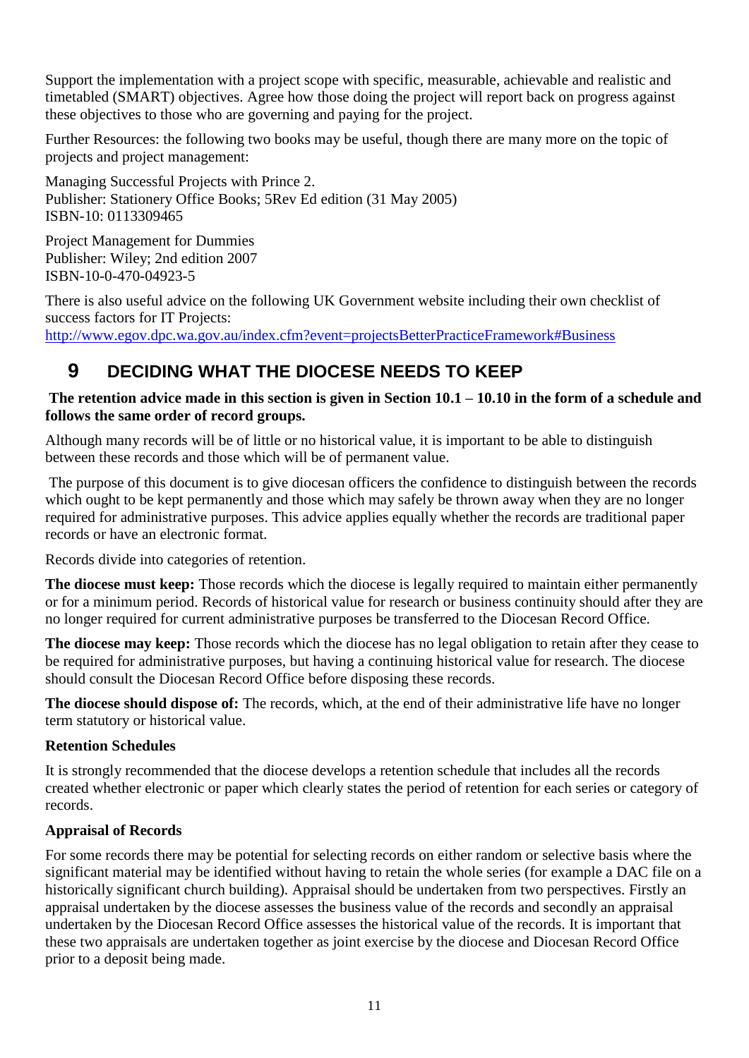Support the implementation with a project scope with specific, measurable, achievable and realistic and timetabled (SMART) objectives. Agree how those doing the project will report back on progress against these objectives to those who are governing and paying for the project.

Further Resources: the following two books may be useful, though there are many more on the topic of projects and project management:

Managing Successful Projects with Prince 2.
Publisher: Stationery Office Books; 5Rev Ed edition (31 May 2005)
ISBN-10: 0113309465

Project Management for Dummies
Publisher: Wiley; 2nd edition 2007
ISBN-10-0-470-04923-5

There is also useful advice on the following UK Government website including their own checklist of success factors for IT Projects:
[http://www.egov.dpc.wa.gov.au/index.cfm?event=projectsBetterPracticeFramework#Business](http://www.egov.dpc.wa.gov.au/index.cfm?event=projectsBetterPracticeFramework#Business)

# 9 DECIDING WHAT THE DIOCESE NEEDS TO KEEP

**The retention advice made in this section is given in Section 10.1 – 10.10 in the form of a schedule and follows the same order of record groups.**

Although many records will be of little or no historical value, it is important to be able to distinguish between these records and those which will be of permanent value.

The purpose of this document is to give diocesan officers the confidence to distinguish between the records which ought to be kept permanently and those which may safely be thrown away when they are no longer required for administrative purposes. This advice applies equally whether the records are traditional paper records or have an electronic format.

Records divide into categories of retention.

**The diocese must keep:** Those records which the diocese is legally required to maintain either permanently or for a minimum period. Records of historical value for research or business continuity should after they are no longer required for current administrative purposes be transferred to the Diocesan Record Office.

**The diocese may keep:** Those records which the diocese has no legal obligation to retain after they cease to be required for administrative purposes, but having a continuing historical value for research. The diocese should consult the Diocesan Record Office before disposing these records.

**The diocese should dispose of:** The records, which, at the end of their administrative life have no longer term statutory or historical value.

**Retention Schedules**

It is strongly recommended that the diocese develops a retention schedule that includes all the records created whether electronic or paper which clearly states the period of retention for each series or category of records.

**Appraisal of Records**

For some records there may be potential for selecting records on either random or selective basis where the significant material may be identified without having to retain the whole series (for example a DAC file on a historically significant church building). Appraisal should be undertaken from two perspectives. Firstly an appraisal undertaken by the diocese assesses the business value of the records and secondly an appraisal undertaken by the Diocesan Record Office assesses the historical value of the records. It is important that these two appraisals are undertaken together as joint exercise by the diocese and Diocesan Record Office prior to a deposit being made.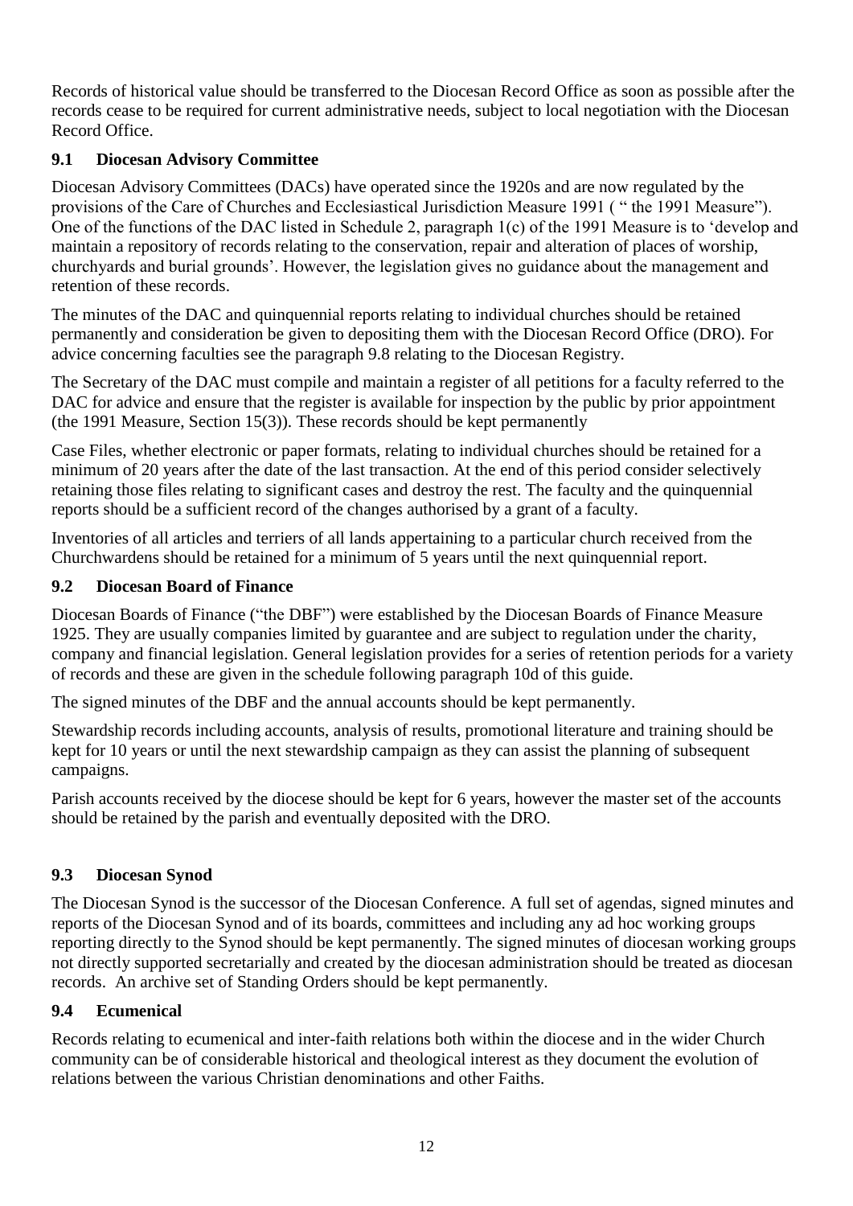Records of historical value should be transferred to the Diocesan Record Office as soon as possible after the records cease to be required for current administrative needs, subject to local negotiation with the Diocesan Record Office.

### 9.1 Diocesan Advisory Committee

Diocesan Advisory Committees (DACs) have operated since the 1920s and are now regulated by the provisions of the Care of Churches and Ecclesiastical Jurisdiction Measure 1991 ( " the 1991 Measure"). One of the functions of the DAC listed in Schedule 2, paragraph 1(c) of the 1991 Measure is to 'develop and maintain a repository of records relating to the conservation, repair and alteration of places of worship, churchyards and burial grounds'. However, the legislation gives no guidance about the management and retention of these records.

The minutes of the DAC and quinquennial reports relating to individual churches should be retained permanently and consideration be given to depositing them with the Diocesan Record Office (DRO). For advice concerning faculties see the paragraph 9.8 relating to the Diocesan Registry.

The Secretary of the DAC must compile and maintain a register of all petitions for a faculty referred to the DAC for advice and ensure that the register is available for inspection by the public by prior appointment (the 1991 Measure, Section 15(3)). These records should be kept permanently

Case Files, whether electronic or paper formats, relating to individual churches should be retained for a minimum of 20 years after the date of the last transaction. At the end of this period consider selectively retaining those files relating to significant cases and destroy the rest. The faculty and the quinquennial reports should be a sufficient record of the changes authorised by a grant of a faculty.

Inventories of all articles and terriers of all lands appertaining to a particular church received from the Churchwardens should be retained for a minimum of 5 years until the next quinquennial report.

### 9.2 Diocesan Board of Finance

Diocesan Boards of Finance ("the DBF") were established by the Diocesan Boards of Finance Measure 1925. They are usually companies limited by guarantee and are subject to regulation under the charity, company and financial legislation. General legislation provides for a series of retention periods for a variety of records and these are given in the schedule following paragraph 10d of this guide.

The signed minutes of the DBF and the annual accounts should be kept permanently.

Stewardship records including accounts, analysis of results, promotional literature and training should be kept for 10 years or until the next stewardship campaign as they can assist the planning of subsequent campaigns.

Parish accounts received by the diocese should be kept for 6 years, however the master set of the accounts should be retained by the parish and eventually deposited with the DRO.

### 9.3 Diocesan Synod

The Diocesan Synod is the successor of the Diocesan Conference. A full set of agendas, signed minutes and reports of the Diocesan Synod and of its boards, committees and including any ad hoc working groups reporting directly to the Synod should be kept permanently. The signed minutes of diocesan working groups not directly supported secretarially and created by the diocesan administration should be treated as diocesan records. An archive set of Standing Orders should be kept permanently.

### 9.4 Ecumenical

Records relating to ecumenical and inter-faith relations both within the diocese and in the wider Church community can be of considerable historical and theological interest as they document the evolution of relations between the various Christian denominations and other Faiths.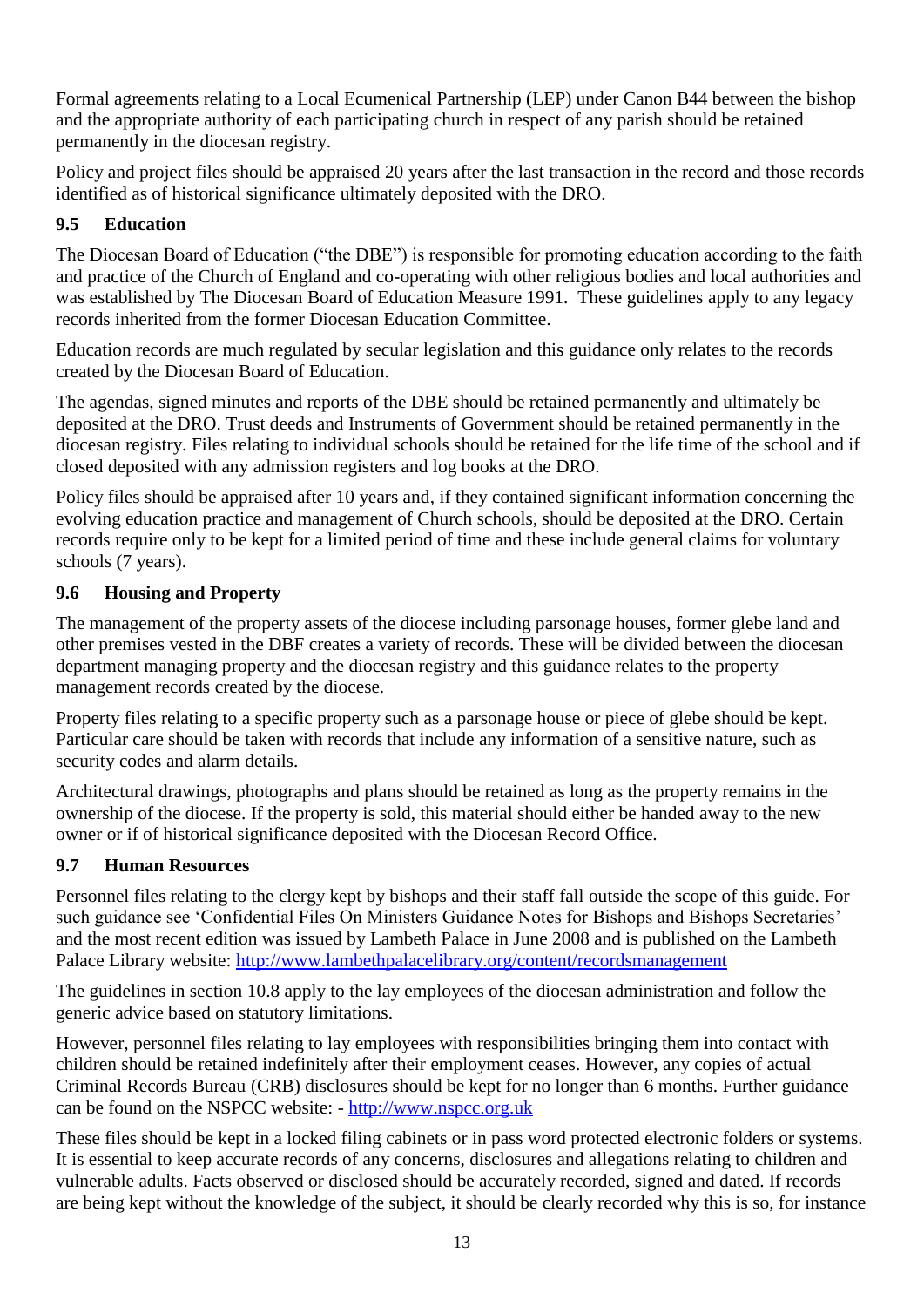Formal agreements relating to a Local Ecumenical Partnership (LEP) under Canon B44 between the bishop and the appropriate authority of each participating church in respect of any parish should be retained permanently in the diocesan registry.

Policy and project files should be appraised 20 years after the last transaction in the record and those records identified as of historical significance ultimately deposited with the DRO.

### 9.5 Education

The Diocesan Board of Education ("the DBE") is responsible for promoting education according to the faith and practice of the Church of England and co-operating with other religious bodies and local authorities and was established by The Diocesan Board of Education Measure 1991. These guidelines apply to any legacy records inherited from the former Diocesan Education Committee.

Education records are much regulated by secular legislation and this guidance only relates to the records created by the Diocesan Board of Education.

The agendas, signed minutes and reports of the DBE should be retained permanently and ultimately be deposited at the DRO. Trust deeds and Instruments of Government should be retained permanently in the diocesan registry. Files relating to individual schools should be retained for the life time of the school and if closed deposited with any admission registers and log books at the DRO.

Policy files should be appraised after 10 years and, if they contained significant information concerning the evolving education practice and management of Church schools, should be deposited at the DRO. Certain records require only to be kept for a limited period of time and these include general claims for voluntary schools (7 years).

### 9.6 Housing and Property

The management of the property assets of the diocese including parsonage houses, former glebe land and other premises vested in the DBF creates a variety of records. These will be divided between the diocesan department managing property and the diocesan registry and this guidance relates to the property management records created by the diocese.

Property files relating to a specific property such as a parsonage house or piece of glebe should be kept. Particular care should be taken with records that include any information of a sensitive nature, such as security codes and alarm details.

Architectural drawings, photographs and plans should be retained as long as the property remains in the ownership of the diocese. If the property is sold, this material should either be handed away to the new owner or if of historical significance deposited with the Diocesan Record Office.

### 9.7 Human Resources

Personnel files relating to the clergy kept by bishops and their staff fall outside the scope of this guide. For such guidance see 'Confidential Files On Ministers Guidance Notes for Bishops and Bishops Secretaries' and the most recent edition was issued by Lambeth Palace in June 2008 and is published on the Lambeth Palace Library website: http://www.lambethpalacelibrary.org/content/recordsmanagement

The guidelines in section 10.8 apply to the lay employees of the diocesan administration and follow the generic advice based on statutory limitations.

However, personnel files relating to lay employees with responsibilities bringing them into contact with children should be retained indefinitely after their employment ceases. However, any copies of actual Criminal Records Bureau (CRB) disclosures should be kept for no longer than 6 months. Further guidance can be found on the NSPCC website: - http://www.nspcc.org.uk

These files should be kept in a locked filing cabinets or in pass word protected electronic folders or systems. It is essential to keep accurate records of any concerns, disclosures and allegations relating to children and vulnerable adults. Facts observed or disclosed should be accurately recorded, signed and dated. If records are being kept without the knowledge of the subject, it should be clearly recorded why this is so, for instance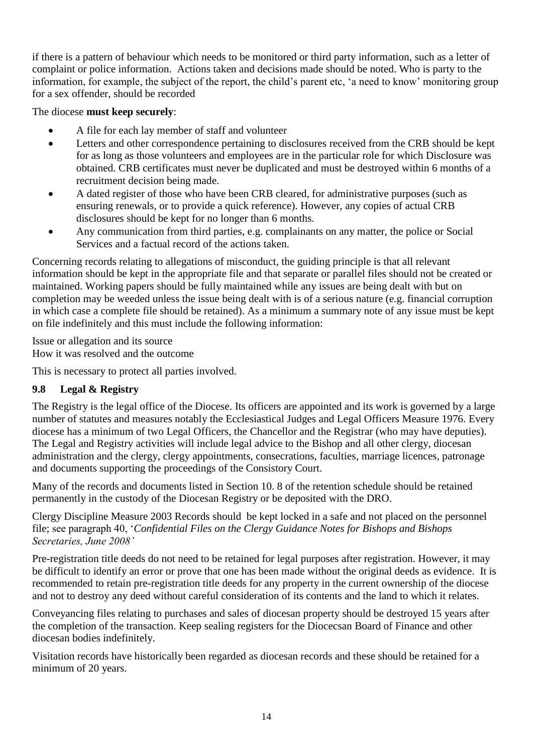if there is a pattern of behaviour which needs to be monitored or third party information, such as a letter of complaint or police information. Actions taken and decisions made should be noted. Who is party to the information, for example, the subject of the report, the child's parent etc, 'a need to know' monitoring group for a sex offender, should be recorded

The diocese **must keep securely**:

- A file for each lay member of staff and volunteer
- Letters and other correspondence pertaining to disclosures received from the CRB should be kept for as long as those volunteers and employees are in the particular role for which Disclosure was obtained. CRB certificates must never be duplicated and must be destroyed within 6 months of a recruitment decision being made.
- A dated register of those who have been CRB cleared, for administrative purposes (such as ensuring renewals, or to provide a quick reference). However, any copies of actual CRB disclosures should be kept for no longer than 6 months.
- Any communication from third parties, e.g. complainants on any matter, the police or Social Services and a factual record of the actions taken.

Concerning records relating to allegations of misconduct, the guiding principle is that all relevant information should be kept in the appropriate file and that separate or parallel files should not be created or maintained. Working papers should be fully maintained while any issues are being dealt with but on completion may be weeded unless the issue being dealt with is of a serious nature (e.g. financial corruption in which case a complete file should be retained). As a minimum a summary note of any issue must be kept on file indefinitely and this must include the following information:

Issue or allegation and its source
How it was resolved and the outcome

This is necessary to protect all parties involved.

### 9.8 Legal & Registry

The Registry is the legal office of the Diocese. Its officers are appointed and its work is governed by a large number of statutes and measures notably the Ecclesiastical Judges and Legal Officers Measure 1976. Every diocese has a minimum of two Legal Officers, the Chancellor and the Registrar (who may have deputies). The Legal and Registry activities will include legal advice to the Bishop and all other clergy, diocesan administration and the clergy, clergy appointments, consecrations, faculties, marriage licences, patronage and documents supporting the proceedings of the Consistory Court.

Many of the records and documents listed in Section 10. 8 of the retention schedule should be retained permanently in the custody of the Diocesan Registry or be deposited with the DRO.

Clergy Discipline Measure 2003 Records should be kept locked in a safe and not placed on the personnel file; see paragraph 40, '*Confidential Files on the Clergy Guidance Notes for Bishops and Bishops Secretaries, June 2008'*

Pre-registration title deeds do not need to be retained for legal purposes after registration. However, it may be difficult to identify an error or prove that one has been made without the original deeds as evidence. It is recommended to retain pre-registration title deeds for any property in the current ownership of the diocese and not to destroy any deed without careful consideration of its contents and the land to which it relates.

Conveyancing files relating to purchases and sales of diocesan property should be destroyed 15 years after the completion of the transaction. Keep sealing registers for the Diocecsan Board of Finance and other diocesan bodies indefinitely.

Visitation records have historically been regarded as diocesan records and these should be retained for a minimum of 20 years.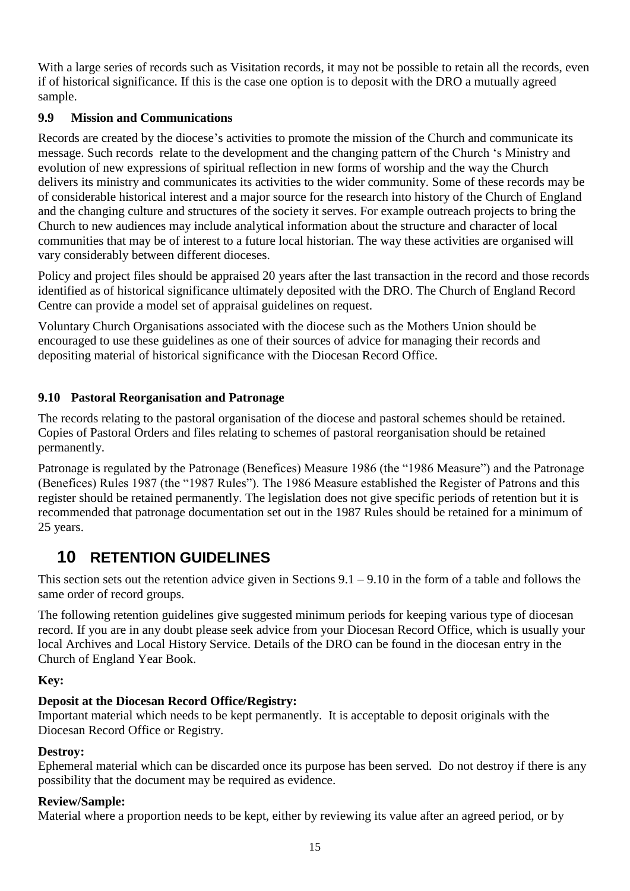With a large series of records such as Visitation records, it may not be possible to retain all the records, even if of historical significance. If this is the case one option is to deposit with the DRO a mutually agreed sample.

### 9.9 Mission and Communications

Records are created by the diocese's activities to promote the mission of the Church and communicate its message. Such records relate to the development and the changing pattern of the Church 's Ministry and evolution of new expressions of spiritual reflection in new forms of worship and the way the Church delivers its ministry and communicates its activities to the wider community. Some of these records may be of considerable historical interest and a major source for the research into history of the Church of England and the changing culture and structures of the society it serves. For example outreach projects to bring the Church to new audiences may include analytical information about the structure and character of local communities that may be of interest to a future local historian. The way these activities are organised will vary considerably between different dioceses.

Policy and project files should be appraised 20 years after the last transaction in the record and those records identified as of historical significance ultimately deposited with the DRO. The Church of England Record Centre can provide a model set of appraisal guidelines on request.

Voluntary Church Organisations associated with the diocese such as the Mothers Union should be encouraged to use these guidelines as one of their sources of advice for managing their records and depositing material of historical significance with the Diocesan Record Office.

### 9.10 Pastoral Reorganisation and Patronage

The records relating to the pastoral organisation of the diocese and pastoral schemes should be retained. Copies of Pastoral Orders and files relating to schemes of pastoral reorganisation should be retained permanently.

Patronage is regulated by the Patronage (Benefices) Measure 1986 (the "1986 Measure") and the Patronage (Benefices) Rules 1987 (the "1987 Rules"). The 1986 Measure established the Register of Patrons and this register should be retained permanently. The legislation does not give specific periods of retention but it is recommended that patronage documentation set out in the 1987 Rules should be retained for a minimum of 25 years.

## 10 RETENTION GUIDELINES

This section sets out the retention advice given in Sections 9.1 – 9.10 in the form of a table and follows the same order of record groups.

The following retention guidelines give suggested minimum periods for keeping various type of diocesan record. If you are in any doubt please seek advice from your Diocesan Record Office, which is usually your local Archives and Local History Service. Details of the DRO can be found in the diocesan entry in the Church of England Year Book.

**Key:**

**Deposit at the Diocesan Record Office/Registry:**
Important material which needs to be kept permanently. It is acceptable to deposit originals with the Diocesan Record Office or Registry.

**Destroy:**
Ephemeral material which can be discarded once its purpose has been served. Do not destroy if there is any possibility that the document may be required as evidence.

**Review/Sample:**
Material where a proportion needs to be kept, either by reviewing its value after an agreed period, or by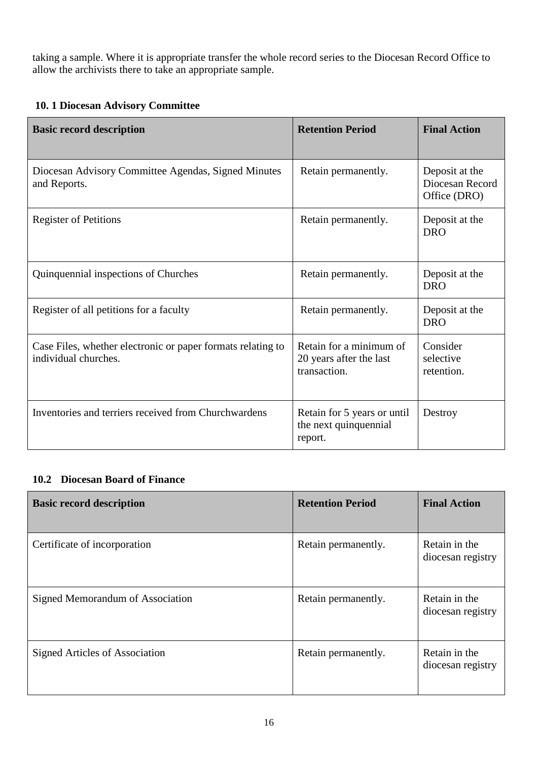taking a sample. Where it is appropriate transfer the whole record series to the Diocesan Record Office to allow the archivists there to take an appropriate sample.

### 10. 1 Diocesan Advisory Committee

| Basic record description | Retention Period | Final Action |
|---|---|---|
| Diocesan Advisory Committee Agendas, Signed Minutes and Reports. | Retain permanently. | Deposit at the Diocesan Record Office (DRO) |
| Register of Petitions | Retain permanently. | Deposit at the DRO |
| Quinquennial inspections of Churches | Retain permanently. | Deposit at the DRO |
| Register of all petitions for a faculty | Retain permanently. | Deposit at the DRO |
| Case Files, whether electronic or paper formats relating to individual churches. | Retain for a minimum of 20 years after the last transaction. | Consider selective retention. |
| Inventories and terriers received from Churchwardens | Retain for 5 years or until the next quinquennial report. | Destroy |

### 10.2 Diocesan Board of Finance

| Basic record description | Retention Period | Final Action |
|---|---|---|
| Certificate of incorporation | Retain permanently. | Retain in the diocesan registry |
| Signed Memorandum of Association | Retain permanently. | Retain in the diocesan registry |
| Signed Articles of Association | Retain permanently. | Retain in the diocesan registry |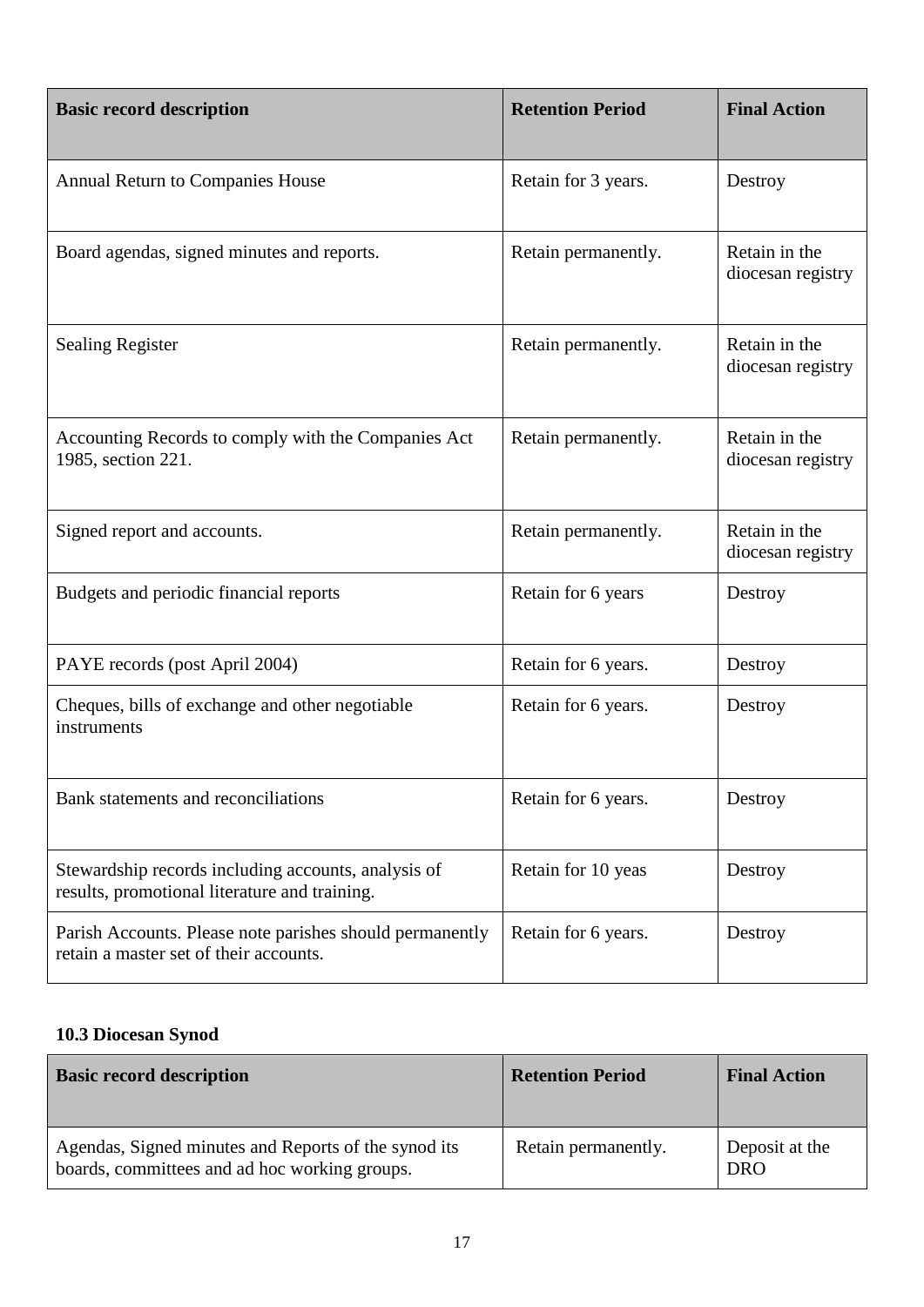| Basic record description | Retention Period | Final Action |
|---|---|---|
| Annual Return to Companies House | Retain for 3 years. | Destroy |
| Board agendas, signed minutes and reports. | Retain permanently. | Retain in the diocesan registry |
| Sealing Register | Retain permanently. | Retain in the diocesan registry |
| Accounting Records to comply with the Companies Act 1985, section 221. | Retain permanently. | Retain in the diocesan registry |
| Signed report and accounts. | Retain permanently. | Retain in the diocesan registry |
| Budgets and periodic financial reports | Retain for 6 years | Destroy |
| PAYE records (post April 2004) | Retain for 6 years. | Destroy |
| Cheques, bills of exchange and other negotiable instruments | Retain for 6 years. | Destroy |
| Bank statements and reconciliations | Retain for 6 years. | Destroy |
| Stewardship records including accounts, analysis of results, promotional literature and training. | Retain for 10 yeas | Destroy |
| Parish Accounts. Please note parishes should permanently retain a master set of their accounts. | Retain for 6 years. | Destroy |

### 10.3 Diocesan Synod

| Basic record description | Retention Period | Final Action |
|---|---|---|
| Agendas, Signed minutes and Reports of the synod its boards, committees and ad hoc working groups. | Retain permanently. | Deposit at the DRO |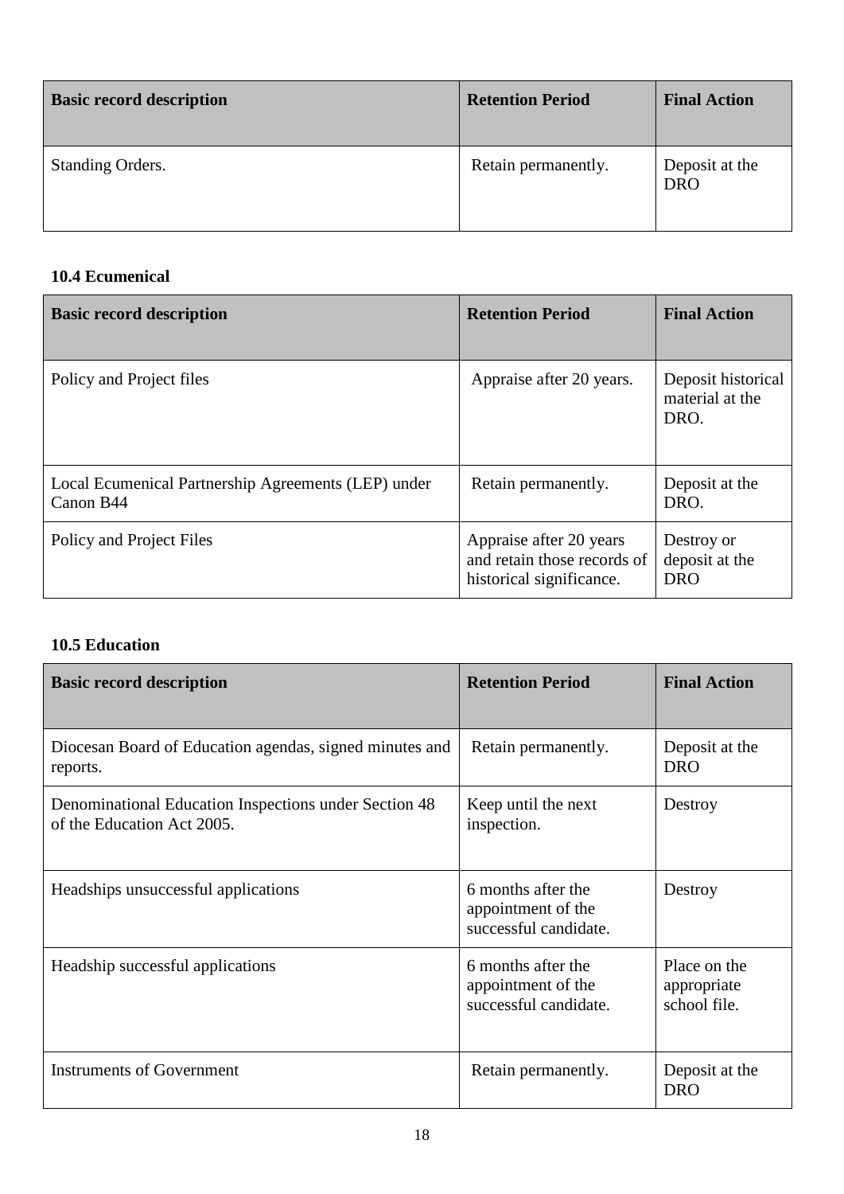| Basic record description | Retention Period | Final Action |
|---|---|---|
| Standing Orders. | Retain permanently. | Deposit at the DRO |

### 10.4 Ecumenical

| Basic record description | Retention Period | Final Action |
|---|---|---|
| Policy and Project files | Appraise after 20 years. | Deposit historical material at the DRO. |
| Local Ecumenical Partnership Agreements (LEP) under Canon B44 | Retain permanently. | Deposit at the DRO. |
| Policy and Project Files | Appraise after 20 years and retain those records of historical significance. | Destroy or deposit at the DRO |

### 10.5 Education

| Basic record description | Retention Period | Final Action |
|---|---|---|
| Diocesan Board of Education agendas, signed minutes and reports. | Retain permanently. | Deposit at the DRO |
| Denominational Education Inspections under Section 48 of the Education Act 2005. | Keep until the next inspection. | Destroy |
| Headships unsuccessful applications | 6 months after the appointment of the successful candidate. | Destroy |
| Headship successful applications | 6 months after the appointment of the successful candidate. | Place on the appropriate school file. |
| Instruments of Government | Retain permanently. | Deposit at the DRO |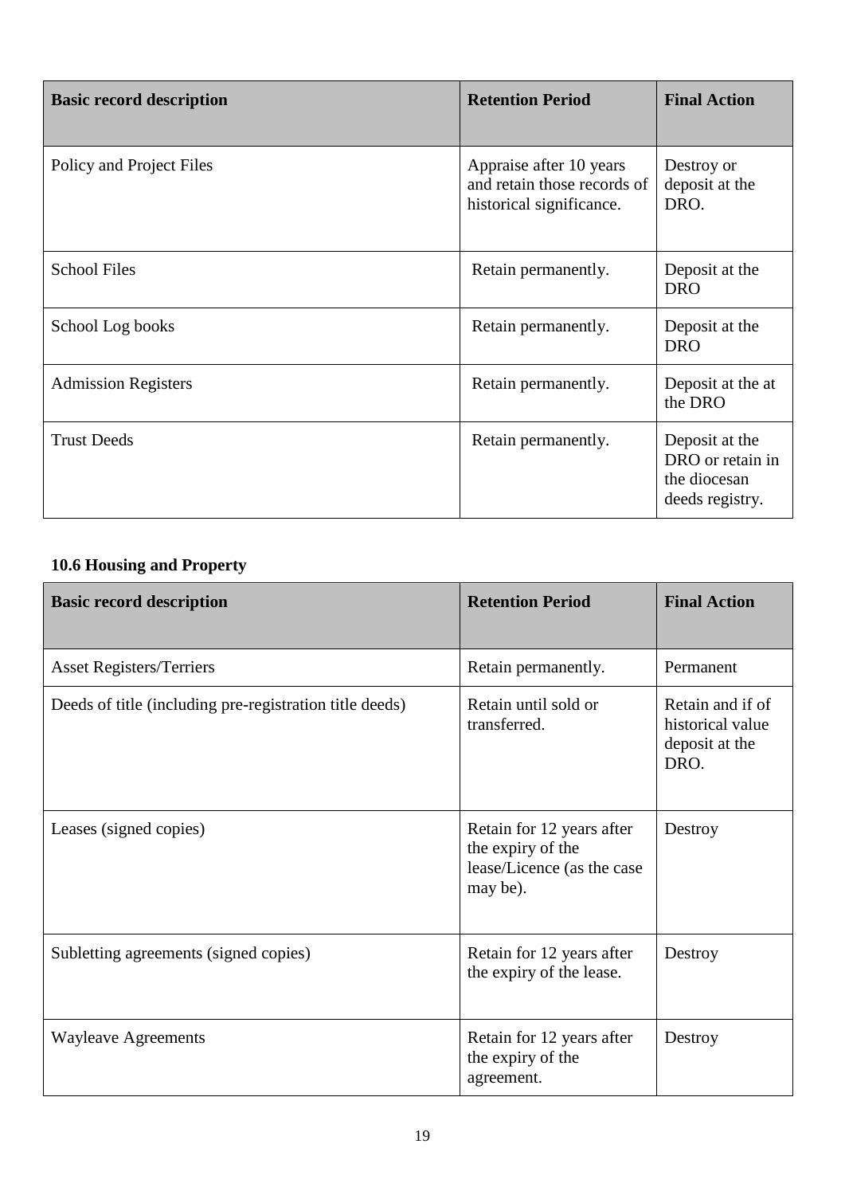| Basic record description | Retention Period | Final Action |
|---|---|---|
| Policy and Project Files | Appraise after 10 years and retain those records of historical significance. | Destroy or deposit at the DRO. |
| School Files | Retain permanently. | Deposit at the DRO |
| School Log books | Retain permanently. | Deposit at the DRO |
| Admission Registers | Retain permanently. | Deposit at the at the DRO |
| Trust Deeds | Retain permanently. | Deposit at the DRO or retain in the diocesan deeds registry. |

**10.6 Housing and Property**

| Basic record description | Retention Period | Final Action |
|---|---|---|
| Asset Registers/Terriers | Retain permanently. | Permanent |
| Deeds of title (including pre-registration title deeds) | Retain until sold or transferred. | Retain and if of historical value deposit at the DRO. |
| Leases (signed copies) | Retain for 12 years after the expiry of the lease/Licence (as the case may be). | Destroy |
| Subletting agreements (signed copies) | Retain for 12 years after the expiry of the lease. | Destroy |
| Wayleave Agreements | Retain for 12 years after the expiry of the agreement. | Destroy |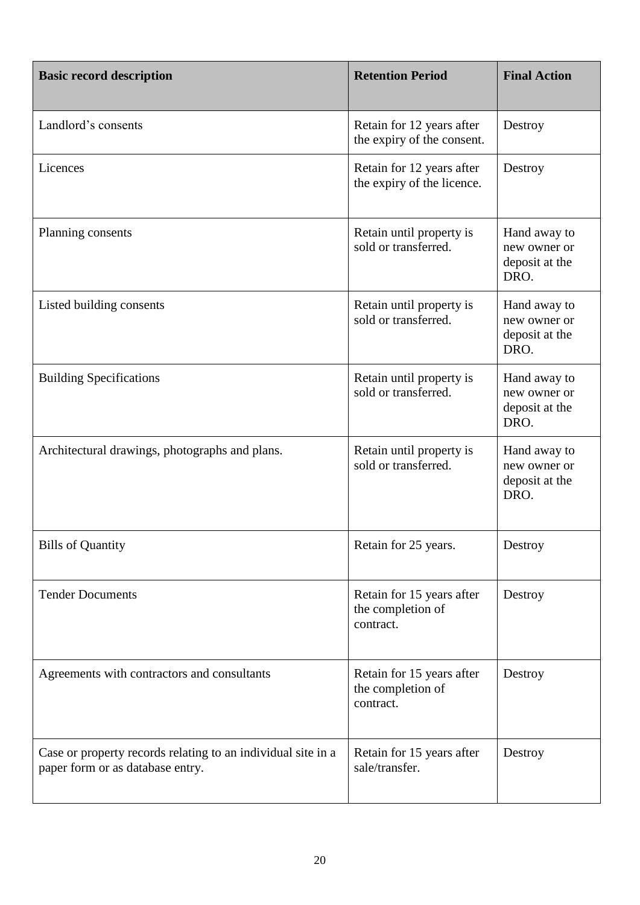| Basic record description | Retention Period | Final Action |
|---|---|---|
| Landlord's consents | Retain for 12 years after the expiry of the consent. | Destroy |
| Licences | Retain for 12 years after the expiry of the licence. | Destroy |
| Planning consents | Retain until property is sold or transferred. | Hand away to new owner or deposit at the DRO. |
| Listed building consents | Retain until property is sold or transferred. | Hand away to new owner or deposit at the DRO. |
| Building Specifications | Retain until property is sold or transferred. | Hand away to new owner or deposit at the DRO. |
| Architectural drawings, photographs and plans. | Retain until property is sold or transferred. | Hand away to new owner or deposit at the DRO. |
| Bills of Quantity | Retain for 25 years. | Destroy |
| Tender Documents | Retain for 15 years after the completion of contract. | Destroy |
| Agreements with contractors and consultants | Retain for 15 years after the completion of contract. | Destroy |
| Case or property records relating to an individual site in a paper form or as database entry. | Retain for 15 years after sale/transfer. | Destroy |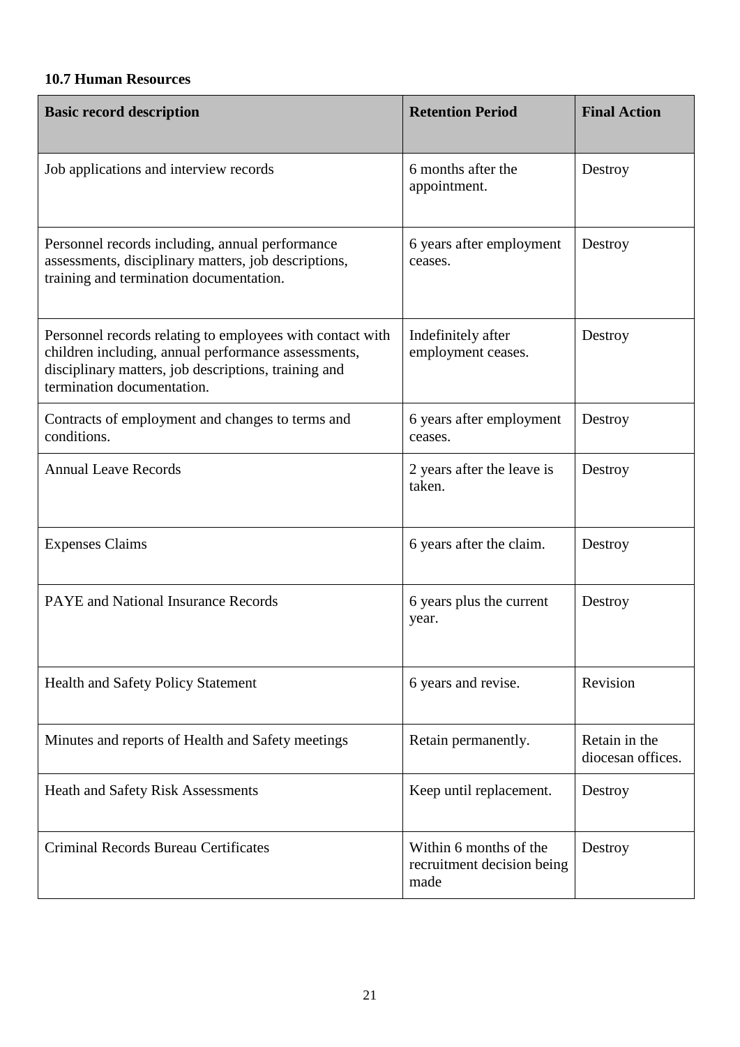### 10.7 Human Resources

| Basic record description | Retention Period | Final Action |
|---|---|---|
| Job applications and interview records | 6 months after the appointment. | Destroy |
| Personnel records including, annual performance assessments, disciplinary matters, job descriptions, training and termination documentation. | 6 years after employment ceases. | Destroy |
| Personnel records relating to employees with contact with children including, annual performance assessments, disciplinary matters, job descriptions, training and termination documentation. | Indefinitely after employment ceases. | Destroy |
| Contracts of employment and changes to terms and conditions. | 6 years after employment ceases. | Destroy |
| Annual Leave Records | 2 years after the leave is taken. | Destroy |
| Expenses Claims | 6 years after the claim. | Destroy |
| PAYE and National Insurance Records | 6 years plus the current year. | Destroy |
| Health and Safety Policy Statement | 6 years and revise. | Revision |
| Minutes and reports of Health and Safety meetings | Retain permanently. | Retain in the diocesan offices. |
| Heath and Safety Risk Assessments | Keep until replacement. | Destroy |
| Criminal Records Bureau Certificates | Within 6 months of the recruitment decision being made | Destroy |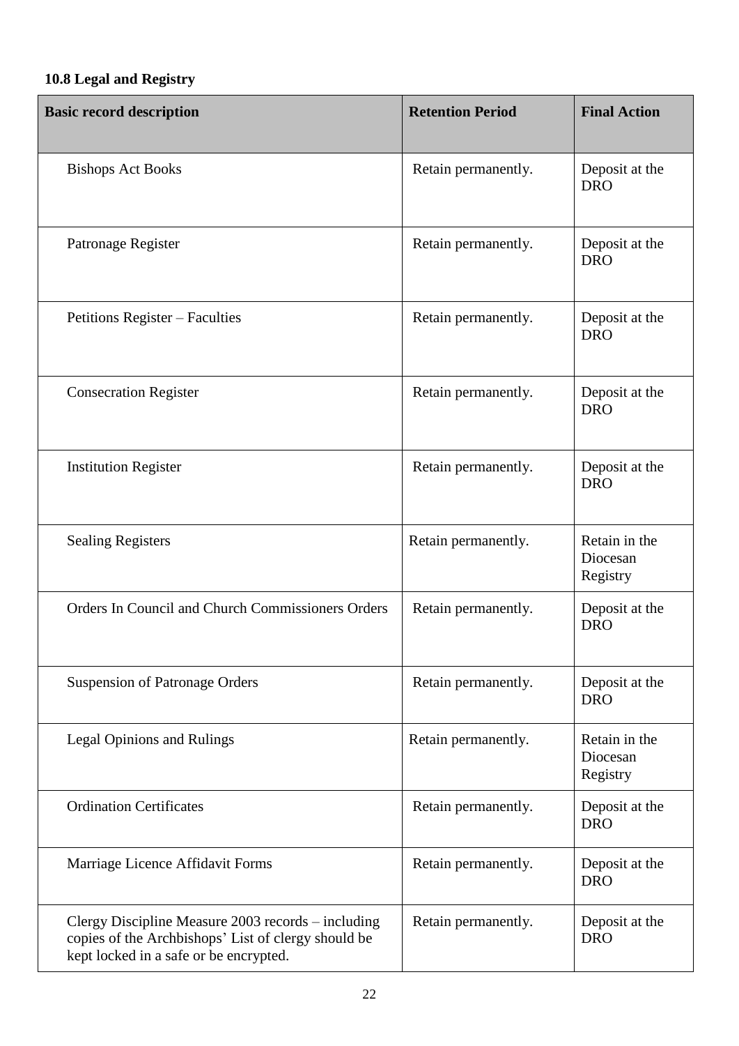### 10.8 Legal and Registry

| Basic record description | Retention Period | Final Action |
|---|---|---|
| Bishops Act Books | Retain permanently. | Deposit at the DRO |
| Patronage Register | Retain permanently. | Deposit at the DRO |
| Petitions Register – Faculties | Retain permanently. | Deposit at the DRO |
| Consecration Register | Retain permanently. | Deposit at the DRO |
| Institution Register | Retain permanently. | Deposit at the DRO |
| Sealing Registers | Retain permanently. | Retain in the Diocesan Registry |
| Orders In Council and Church Commissioners Orders | Retain permanently. | Deposit at the DRO |
| Suspension of Patronage Orders | Retain permanently. | Deposit at the DRO |
| Legal Opinions and Rulings | Retain permanently. | Retain in the Diocesan Registry |
| Ordination Certificates | Retain permanently. | Deposit at the DRO |
| Marriage Licence Affidavit Forms | Retain permanently. | Deposit at the DRO |
| Clergy Discipline Measure 2003 records – including copies of the Archbishops' List of clergy should be kept locked in a safe or be encrypted. | Retain permanently. | Deposit at the DRO |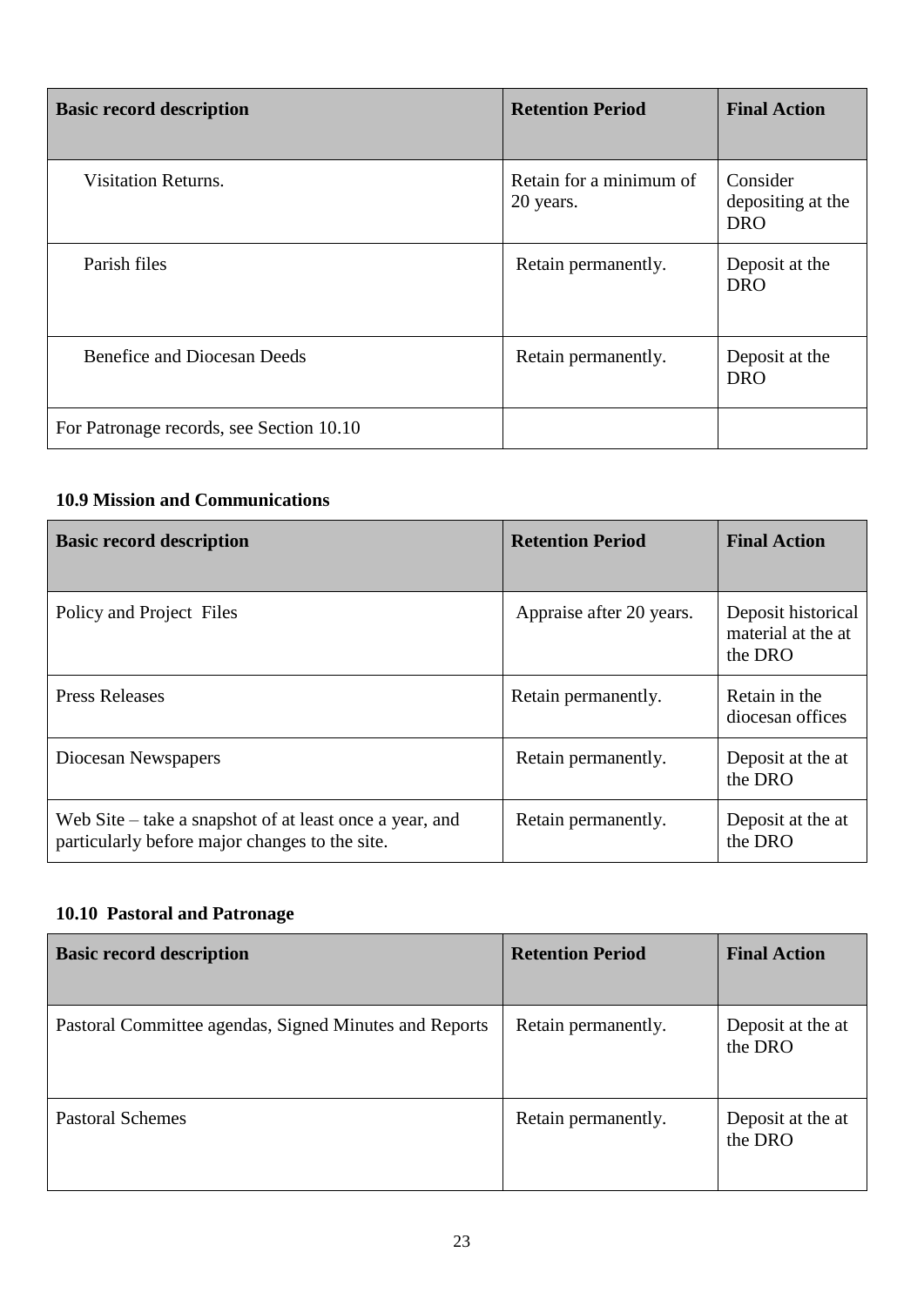| Basic record description | Retention Period | Final Action |
|---|---|---|
| Visitation Returns. | Retain for a minimum of 20 years. | Consider depositing at the DRO |
| Parish files | Retain permanently. | Deposit at the DRO |
| Benefice and Diocesan Deeds | Retain permanently. | Deposit at the DRO |
| For Patronage records, see Section 10.10 | | |

### 10.9 Mission and Communications

| Basic record description | Retention Period | Final Action |
|---|---|---|
| Policy and Project Files | Appraise after 20 years. | Deposit historical material at the at the DRO |
| Press Releases | Retain permanently. | Retain in the diocesan offices |
| Diocesan Newspapers | Retain permanently. | Deposit at the at the DRO |
| Web Site – take a snapshot of at least once a year, and particularly before major changes to the site. | Retain permanently. | Deposit at the at the DRO |

### 10.10 Pastoral and Patronage

| Basic record description | Retention Period | Final Action |
|---|---|---|
| Pastoral Committee agendas, Signed Minutes and Reports | Retain permanently. | Deposit at the at the DRO |
| Pastoral Schemes | Retain permanently. | Deposit at the at the DRO |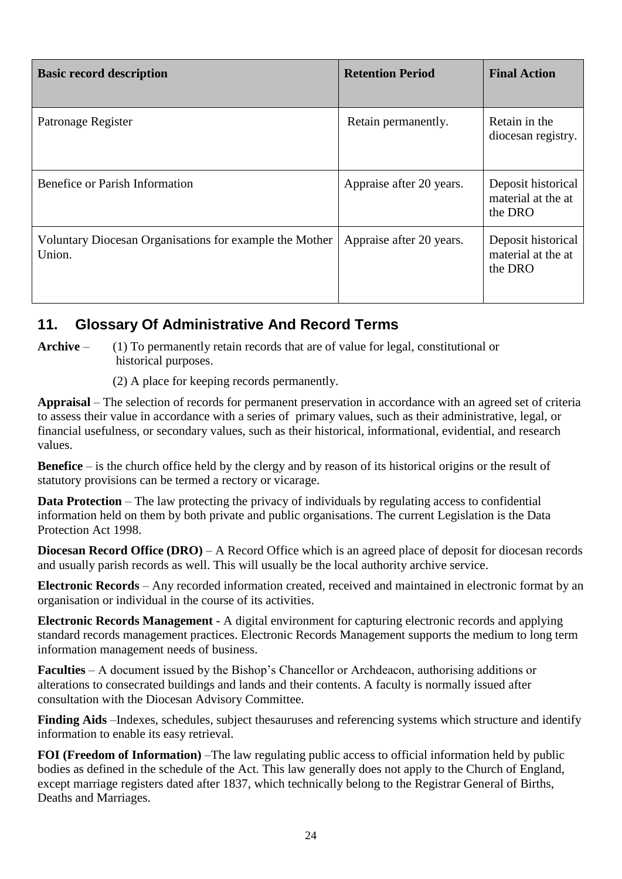| Basic record description | Retention Period | Final Action |
|---|---|---|
| Patronage Register | Retain permanently. | Retain in the diocesan registry. |
| Benefice or Parish Information | Appraise after 20 years. | Deposit historical material at the at the DRO |
| Voluntary Diocesan Organisations for example the Mother Union. | Appraise after 20 years. | Deposit historical material at the at the DRO |

## 11. Glossary Of Administrative And Record Terms

**Archive** – (1) To permanently retain records that are of value for legal, constitutional or historical purposes.

(2) A place for keeping records permanently.

**Appraisal** – The selection of records for permanent preservation in accordance with an agreed set of criteria to assess their value in accordance with a series of primary values, such as their administrative, legal, or financial usefulness, or secondary values, such as their historical, informational, evidential, and research values.

**Benefice** – is the church office held by the clergy and by reason of its historical origins or the result of statutory provisions can be termed a rectory or vicarage.

**Data Protection** – The law protecting the privacy of individuals by regulating access to confidential information held on them by both private and public organisations. The current Legislation is the Data Protection Act 1998.

**Diocesan Record Office (DRO)** – A Record Office which is an agreed place of deposit for diocesan records and usually parish records as well. This will usually be the local authority archive service.

**Electronic Records** – Any recorded information created, received and maintained in electronic format by an organisation or individual in the course of its activities.

**Electronic Records Management** - A digital environment for capturing electronic records and applying standard records management practices. Electronic Records Management supports the medium to long term information management needs of business.

**Faculties** – A document issued by the Bishop's Chancellor or Archdeacon, authorising additions or alterations to consecrated buildings and lands and their contents. A faculty is normally issued after consultation with the Diocesan Advisory Committee.

**Finding Aids** –Indexes, schedules, subject thesauruses and referencing systems which structure and identify information to enable its easy retrieval.

**FOI (Freedom of Information)** –The law regulating public access to official information held by public bodies as defined in the schedule of the Act. This law generally does not apply to the Church of England, except marriage registers dated after 1837, which technically belong to the Registrar General of Births, Deaths and Marriages.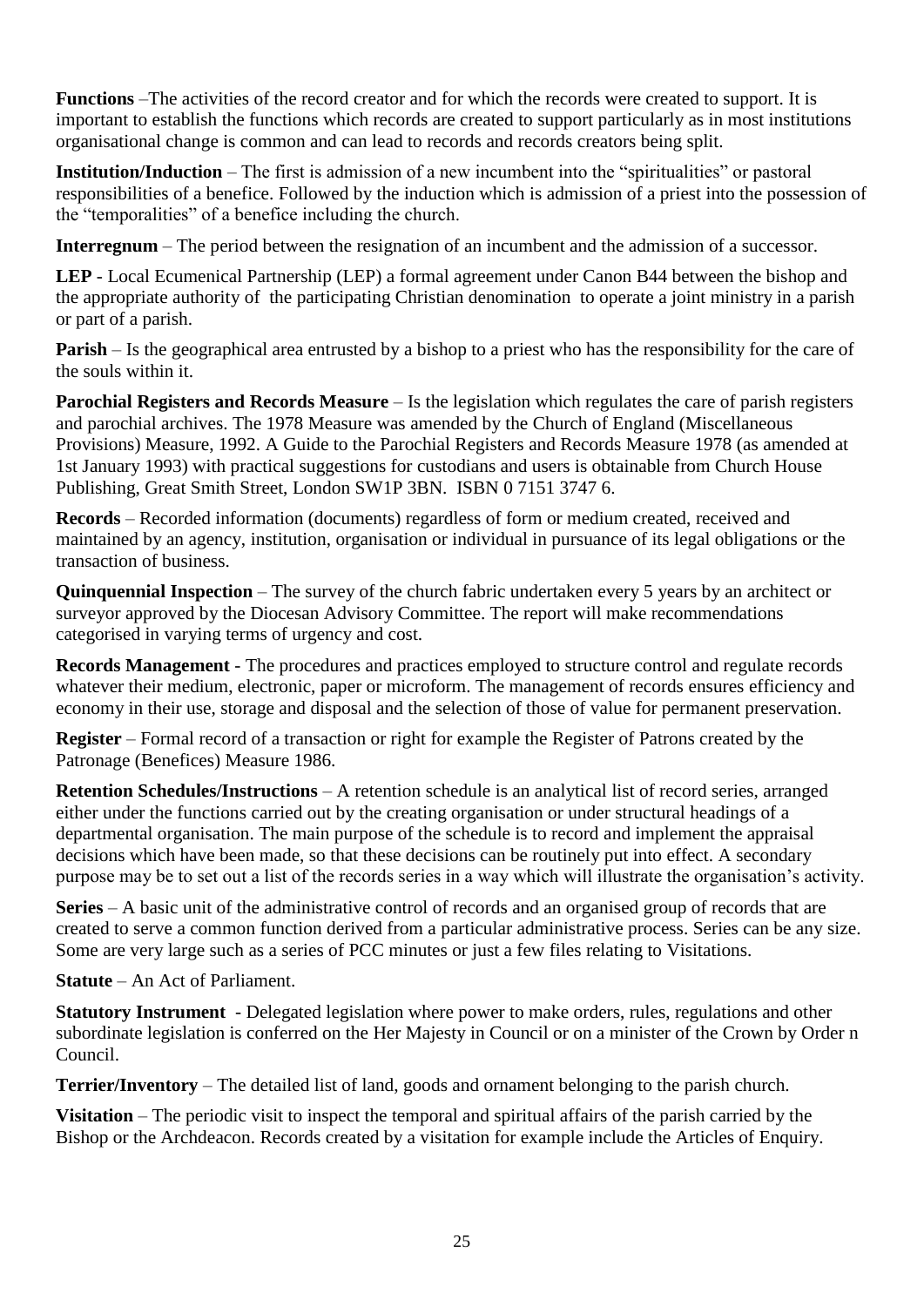**Functions** –The activities of the record creator and for which the records were created to support. It is important to establish the functions which records are created to support particularly as in most institutions organisational change is common and can lead to records and records creators being split.

**Institution/Induction** – The first is admission of a new incumbent into the "spiritualities" or pastoral responsibilities of a benefice. Followed by the induction which is admission of a priest into the possession of the "temporalities" of a benefice including the church.

**Interregnum** – The period between the resignation of an incumbent and the admission of a successor.

**LEP** - Local Ecumenical Partnership (LEP) a formal agreement under Canon B44 between the bishop and the appropriate authority of the participating Christian denomination to operate a joint ministry in a parish or part of a parish.

**Parish** – Is the geographical area entrusted by a bishop to a priest who has the responsibility for the care of the souls within it.

**Parochial Registers and Records Measure** – Is the legislation which regulates the care of parish registers and parochial archives. The 1978 Measure was amended by the Church of England (Miscellaneous Provisions) Measure, 1992. A Guide to the Parochial Registers and Records Measure 1978 (as amended at 1st January 1993) with practical suggestions for custodians and users is obtainable from Church House Publishing, Great Smith Street, London SW1P 3BN. ISBN 0 7151 3747 6.

**Records** – Recorded information (documents) regardless of form or medium created, received and maintained by an agency, institution, organisation or individual in pursuance of its legal obligations or the transaction of business.

**Quinquennial Inspection** – The survey of the church fabric undertaken every 5 years by an architect or surveyor approved by the Diocesan Advisory Committee. The report will make recommendations categorised in varying terms of urgency and cost.

**Records Management** - The procedures and practices employed to structure control and regulate records whatever their medium, electronic, paper or microform. The management of records ensures efficiency and economy in their use, storage and disposal and the selection of those of value for permanent preservation.

**Register** – Formal record of a transaction or right for example the Register of Patrons created by the Patronage (Benefices) Measure 1986.

**Retention Schedules/Instructions** – A retention schedule is an analytical list of record series, arranged either under the functions carried out by the creating organisation or under structural headings of a departmental organisation. The main purpose of the schedule is to record and implement the appraisal decisions which have been made, so that these decisions can be routinely put into effect. A secondary purpose may be to set out a list of the records series in a way which will illustrate the organisation's activity.

**Series** – A basic unit of the administrative control of records and an organised group of records that are created to serve a common function derived from a particular administrative process. Series can be any size. Some are very large such as a series of PCC minutes or just a few files relating to Visitations.

**Statute** – An Act of Parliament.

**Statutory Instrument** - Delegated legislation where power to make orders, rules, regulations and other subordinate legislation is conferred on the Her Majesty in Council or on a minister of the Crown by Order n Council.

**Terrier/Inventory** – The detailed list of land, goods and ornament belonging to the parish church.

**Visitation** – The periodic visit to inspect the temporal and spiritual affairs of the parish carried by the Bishop or the Archdeacon. Records created by a visitation for example include the Articles of Enquiry.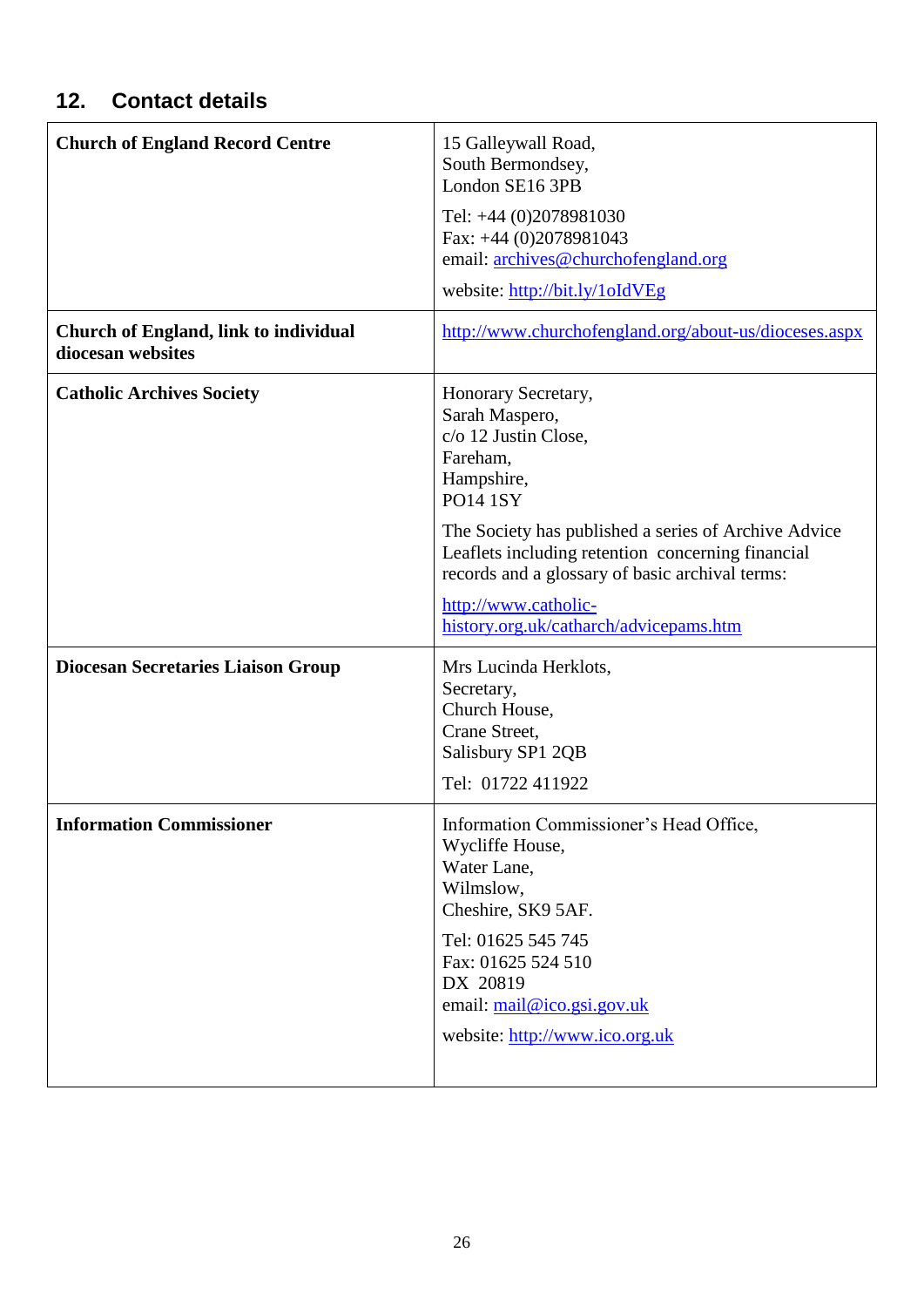## 12. Contact details

| | |
|---|---|
| **Church of England Record Centre** | 15 Galleywall Road,<br>South Bermondsey,<br>London SE16 3PB<br><br>Tel: +44 (0)2078981030<br>Fax: +44 (0)2078981043<br>email: archives@churchofengland.org<br><br>website: http://bit.ly/1oIdVEg |
| **Church of England, link to individual diocesan websites** | http://www.churchofengland.org/about-us/dioceses.aspx |
| **Catholic Archives Society** | Honorary Secretary,<br>Sarah Maspero,<br>c/o 12 Justin Close,<br>Fareham,<br>Hampshire,<br>PO14 1SY<br><br>The Society has published a series of Archive Advice Leaflets including retention concerning financial records and a glossary of basic archival terms:<br><br>http://www.catholic-history.org.uk/catharch/advicepams.htm |
| **Diocesan Secretaries Liaison Group** | Mrs Lucinda Herklots,<br>Secretary,<br>Church House,<br>Crane Street,<br>Salisbury SP1 2QB<br><br>Tel: 01722 411922 |
| **Information Commissioner** | Information Commissioner's Head Office,<br>Wycliffe House,<br>Water Lane,<br>Wilmslow,<br>Cheshire, SK9 5AF.<br><br>Tel: 01625 545 745<br>Fax: 01625 524 510<br>DX 20819<br>email: mail@ico.gsi.gov.uk<br><br>website: http://www.ico.org.uk |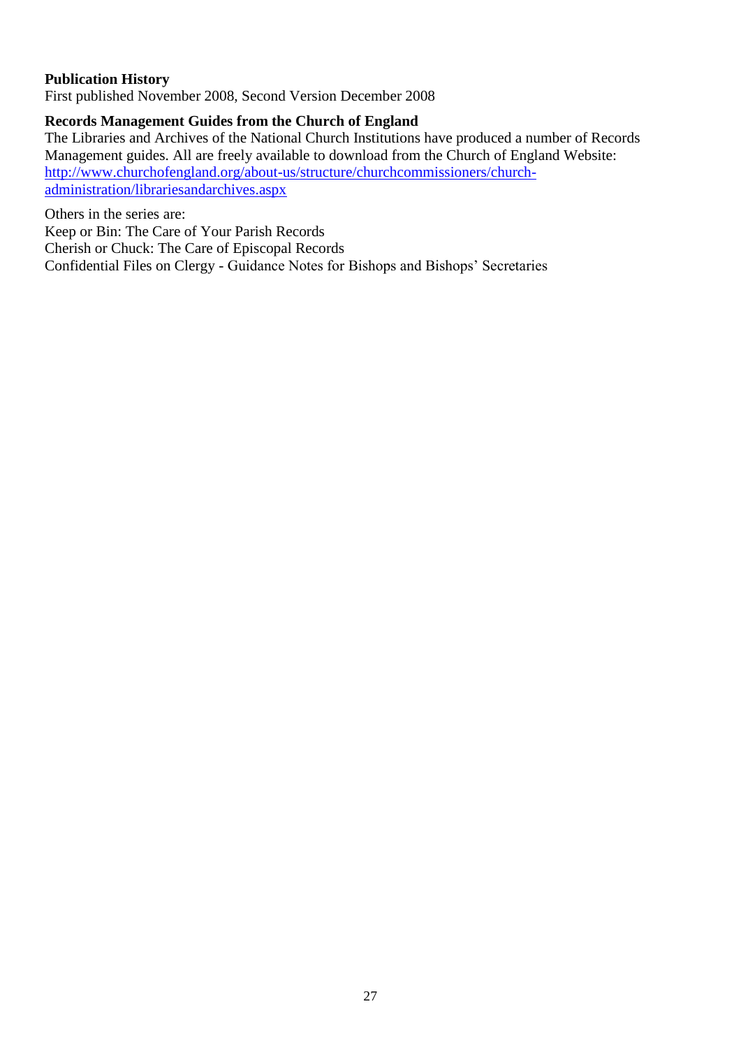**Publication History**
First published November 2008, Second Version December 2008

**Records Management Guides from the Church of England**
The Libraries and Archives of the National Church Institutions have produced a number of Records Management guides. All are freely available to download from the Church of England Website: [http://www.churchofengland.org/about-us/structure/churchcommissioners/church-administration/librariesandarchives.aspx](http://www.churchofengland.org/about-us/structure/churchcommissioners/church-administration/librariesandarchives.aspx)

Others in the series are:
Keep or Bin: The Care of Your Parish Records
Cherish or Chuck: The Care of Episcopal Records
Confidential Files on Clergy - Guidance Notes for Bishops and Bishops' Secretaries